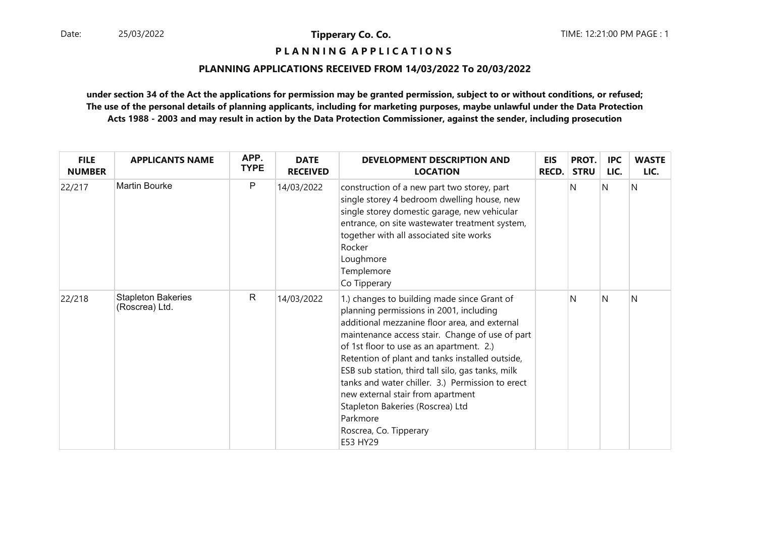**Tipperary Co. Co.**

**P L A N N I N G A P P L I C A T I O N S**

**PLANNING APPLICATIONS RECEIVED FROM 14/03/2022 To 20/03/2022**

**under section 34 of the Act the applications for permission may be granted permission, subject to or without conditions, or refused; The use of the personal details of planning applicants, including for marketing purposes, maybe unlawful under the Data Protection Acts 1988 - 2003 and may result in action by the Data Protection Commissioner, against the sender, including prosecution**

| FILE NUMBER | APPLICANTS NAME | APP. TYPE | DATE RECEIVED | DEVELOPMENT DESCRIPTION AND LOCATION | EIS RECD. | PROT. STRU | IPC LIC. | WASTE LIC. |
|---|---|---|---|---|---|---|---|---|
| 22/217 | Martin Bourke | P | 14/03/2022 | construction of a new part two storey, part single storey 4 bedroom dwelling house, new single storey domestic garage, new vehicular entrance, on site wastewater treatment system, together with all associated site works<br>Rocker<br>Loughmore<br>Templemore<br>Co Tipperary | | N | N | N |
| 22/218 | Stapleton Bakeries (Roscrea) Ltd. | R | 14/03/2022 | 1.) changes to building made since Grant of planning permissions in 2001, including additional mezzanine floor area, and external maintenance access stair. Change of use of part of 1st floor to use as an apartment. 2.) Retention of plant and tanks installed outside, ESB sub station, third tall silo, gas tanks, milk tanks and water chiller. 3.) Permission to erect new external stair from apartment<br>Stapleton Bakeries (Roscrea) Ltd<br>Parkmore<br>Roscrea, Co. Tipperary<br>E53 HY29 | | N | N | N |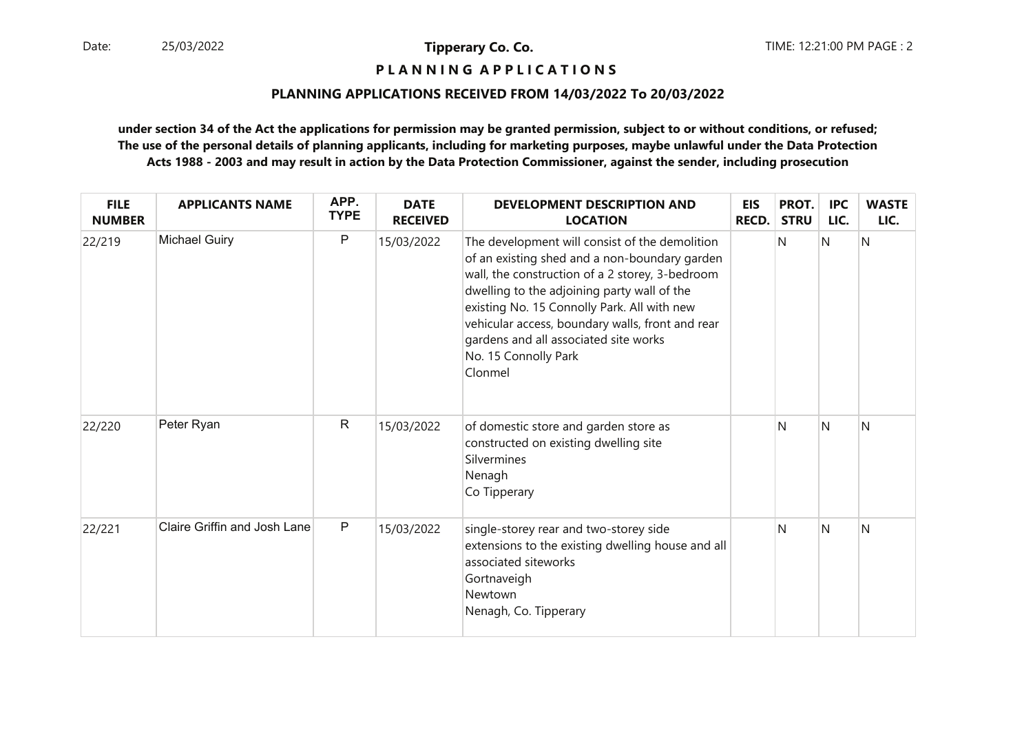**Tipperary Co. Co.**

**P L A N N I N G   A P P L I C A T I O N S**

**PLANNING APPLICATIONS RECEIVED FROM 14/03/2022 To 20/03/2022**

**under section 34 of the Act the applications for permission may be granted permission, subject to or without conditions, or refused; The use of the personal details of planning applicants, including for marketing purposes, maybe unlawful under the Data Protection Acts 1988 - 2003 and may result in action by the Data Protection Commissioner, against the sender, including prosecution**

| FILE NUMBER | APPLICANTS NAME | APP. TYPE | DATE RECEIVED | DEVELOPMENT DESCRIPTION AND LOCATION | EIS RECD. | PROT. STRU | IPC LIC. | WASTE LIC. |
|---|---|---|---|---|---|---|---|---|
| 22/219 | Michael Guiry | P | 15/03/2022 | The development will consist of the demolition of an existing shed and a non-boundary garden wall, the construction of a 2 storey, 3-bedroom dwelling to the adjoining party wall of the existing No. 15 Connolly Park. All with new vehicular access, boundary walls, front and rear gardens and all associated site works<br>No. 15 Connolly Park<br>Clonmel | | N | N | N |
| 22/220 | Peter Ryan | R | 15/03/2022 | of domestic store and garden store as constructed on existing dwelling site<br>Silvermines<br>Nenagh<br>Co Tipperary | | N | N | N |
| 22/221 | Claire Griffin and Josh Lane | P | 15/03/2022 | single-storey rear and two-storey side extensions to the existing dwelling house and all associated siteworks<br>Gortnaveigh<br>Newtown<br>Nenagh, Co. Tipperary | | N | N | N |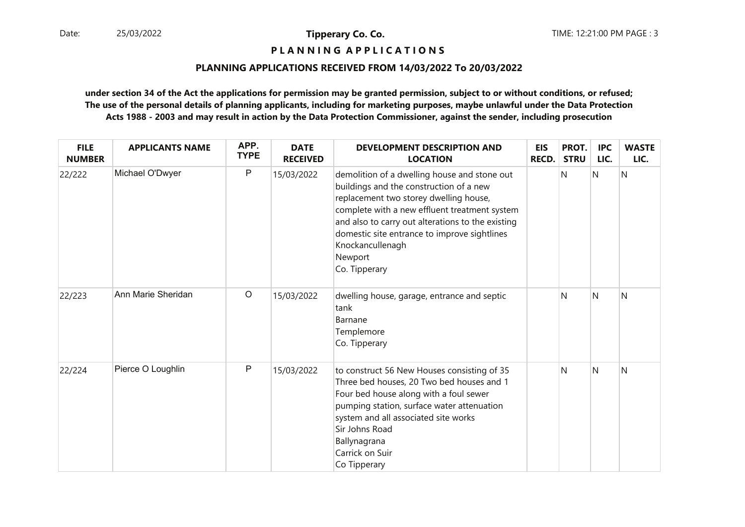**Tipperary Co. Co.**

**P L A N N I N G A P P L I C A T I O N S**

**PLANNING APPLICATIONS RECEIVED FROM 14/03/2022 To 20/03/2022**

**under section 34 of the Act the applications for permission may be granted permission, subject to or without conditions, or refused; The use of the personal details of planning applicants, including for marketing purposes, maybe unlawful under the Data Protection Acts 1988 - 2003 and may result in action by the Data Protection Commissioner, against the sender, including prosecution**

| FILE NUMBER | APPLICANTS NAME | APP. TYPE | DATE RECEIVED | DEVELOPMENT DESCRIPTION AND LOCATION | EIS RECD. | PROT. STRU | IPC LIC. | WASTE LIC. |
|---|---|---|---|---|---|---|---|---|
| 22/222 | Michael O'Dwyer | P | 15/03/2022 | demolition of a dwelling house and stone out buildings and the construction of a new replacement two storey dwelling house, complete with a new effluent treatment system and also to carry out alterations to the existing domestic site entrance to improve sightlines<br>Knockancullenagh<br>Newport<br>Co. Tipperary | | N | N | N |
| 22/223 | Ann Marie Sheridan | O | 15/03/2022 | dwelling house, garage, entrance and septic tank<br>Barnane<br>Templemore<br>Co. Tipperary | | N | N | N |
| 22/224 | Pierce O Loughlin | P | 15/03/2022 | to construct 56 New Houses consisting of 35 Three bed houses, 20 Two bed houses and 1 Four bed house along with a foul sewer pumping station, surface water attenuation system and all associated site works<br>Sir Johns Road<br>Ballynagrana<br>Carrick on Suir<br>Co Tipperary | | N | N | N |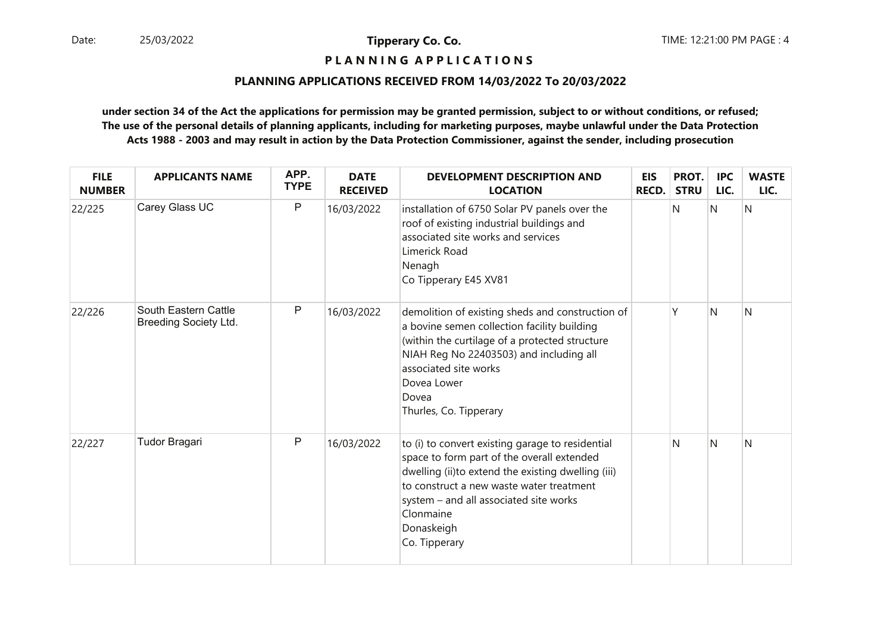# Tipperary Co. Co.

## P L A N N I N G A P P L I C A T I O N S

### PLANNING APPLICATIONS RECEIVED FROM 14/03/2022 To 20/03/2022

**under section 34 of the Act the applications for permission may be granted permission, subject to or without conditions, or refused; The use of the personal details of planning applicants, including for marketing purposes, maybe unlawful under the Data Protection Acts 1988 - 2003 and may result in action by the Data Protection Commissioner, against the sender, including prosecution**

| FILE NUMBER | APPLICANTS NAME | APP. TYPE | DATE RECEIVED | DEVELOPMENT DESCRIPTION AND LOCATION | EIS RECD. | PROT. STRU | IPC LIC. | WASTE LIC. |
|---|---|---|---|---|---|---|---|---|
| 22/225 | Carey Glass UC | P | 16/03/2022 | installation of 6750 Solar PV panels over the roof of existing industrial buildings and associated site works and services<br>Limerick Road<br>Nenagh<br>Co Tipperary E45 XV81 | | N | N | N |
| 22/226 | South Eastern Cattle Breeding Society Ltd. | P | 16/03/2022 | demolition of existing sheds and construction of a bovine semen collection facility building (within the curtilage of a protected structure NIAH Reg No 22403503) and including all associated site works<br>Dovea Lower<br>Dovea<br>Thurles, Co. Tipperary | | Y | N | N |
| 22/227 | Tudor Bragari | P | 16/03/2022 | to (i) to convert existing garage to residential space to form part of the overall extended dwelling (ii)to extend the existing dwelling (iii) to construct a new waste water treatment system – and all associated site works<br>Clonmaine<br>Donaskeigh<br>Co. Tipperary | | N | N | N |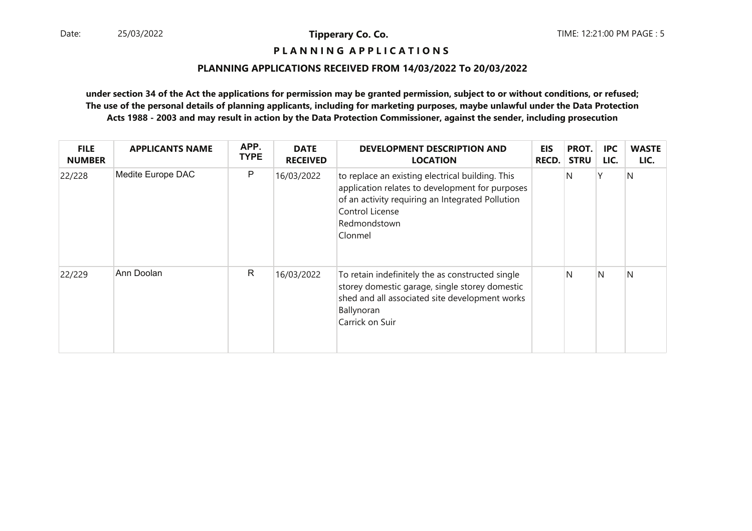**Tipperary Co. Co.**

**P L A N N I N G A P P L I C A T I O N S**

**PLANNING APPLICATIONS RECEIVED FROM 14/03/2022 To 20/03/2022**

**under section 34 of the Act the applications for permission may be granted permission, subject to or without conditions, or refused; The use of the personal details of planning applicants, including for marketing purposes, maybe unlawful under the Data Protection Acts 1988 - 2003 and may result in action by the Data Protection Commissioner, against the sender, including prosecution**

| FILE NUMBER | APPLICANTS NAME | APP. TYPE | DATE RECEIVED | DEVELOPMENT DESCRIPTION AND LOCATION | EIS RECD. | PROT. STRU | IPC LIC. | WASTE LIC. |
|---|---|---|---|---|---|---|---|---|
| 22/228 | Medite Europe DAC | P | 16/03/2022 | to replace an existing electrical building. This application relates to development for purposes of an activity requiring an Integrated Pollution Control License<br>Redmondstown<br>Clonmel | | N | Y | N |
| 22/229 | Ann Doolan | R | 16/03/2022 | To retain indefinitely the as constructed single storey domestic garage, single storey domestic shed and all associated site development works<br>Ballynoran<br>Carrick on Suir | | N | N | N |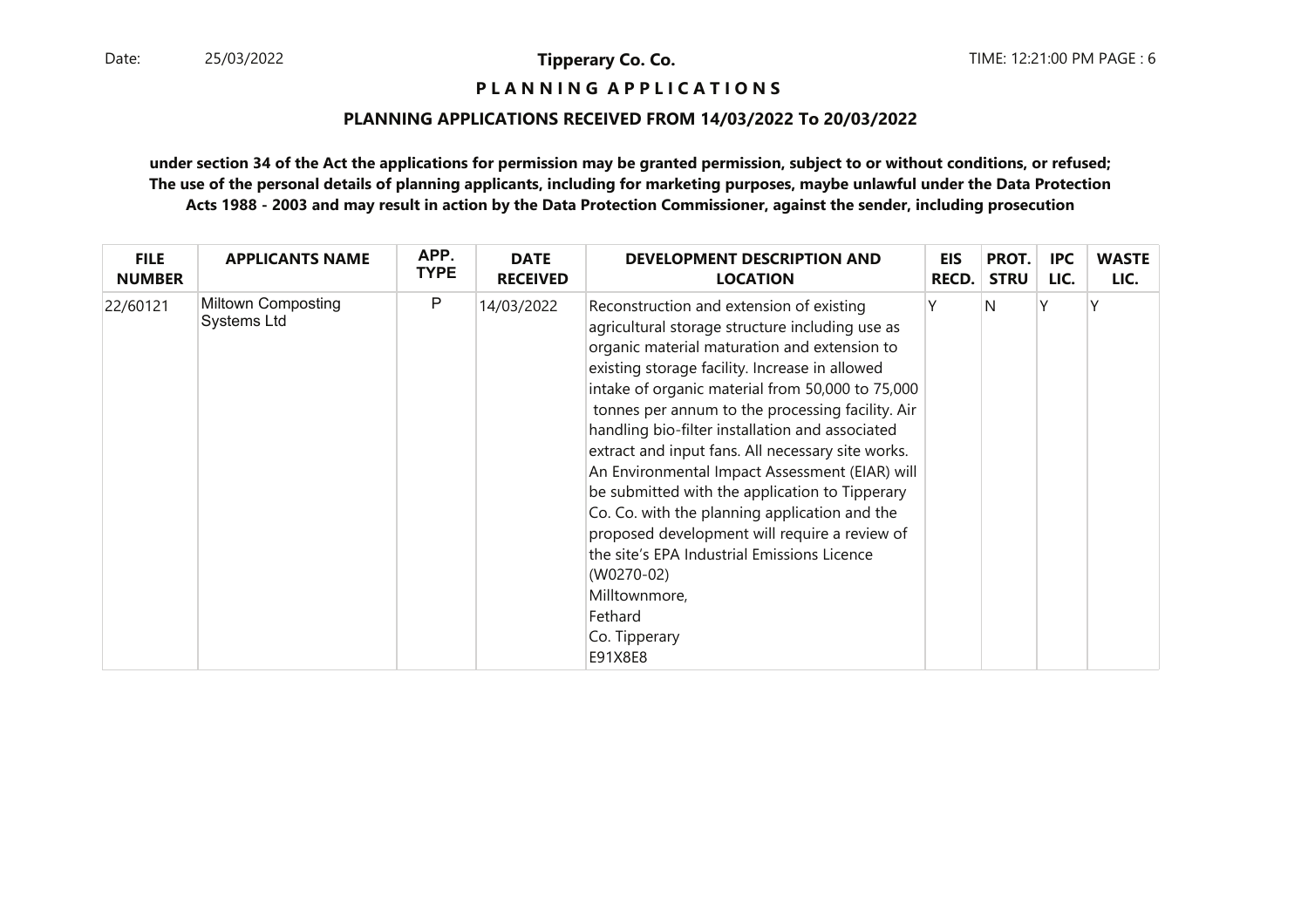**Tipperary Co. Co.**

**P L A N N I N G   A P P L I C A T I O N S**

**PLANNING APPLICATIONS RECEIVED FROM 14/03/2022 To 20/03/2022**

**under section 34 of the Act the applications for permission may be granted permission, subject to or without conditions, or refused; The use of the personal details of planning applicants, including for marketing purposes, maybe unlawful under the Data Protection Acts 1988 - 2003 and may result in action by the Data Protection Commissioner, against the sender, including prosecution**

| FILE NUMBER | APPLICANTS NAME | APP. TYPE | DATE RECEIVED | DEVELOPMENT DESCRIPTION AND LOCATION | EIS RECD. | PROT. STRU | IPC LIC. | WASTE LIC. |
|---|---|---|---|---|---|---|---|---|
| 22/60121 | Miltown Composting Systems Ltd | P | 14/03/2022 | Reconstruction and extension of existing agricultural storage structure including use as organic material maturation and extension to existing storage facility. Increase in allowed intake of organic material from 50,000 to 75,000 tonnes per annum to the processing facility. Air handling bio-filter installation and associated extract and input fans. All necessary site works. An Environmental Impact Assessment (EIAR) will be submitted with the application to Tipperary Co. Co. with the planning application and the proposed development will require a review of the site's EPA Industrial Emissions Licence (W0270-02) Milltownmore, Fethard Co. Tipperary E91X8E8 | Y | N | Y | Y |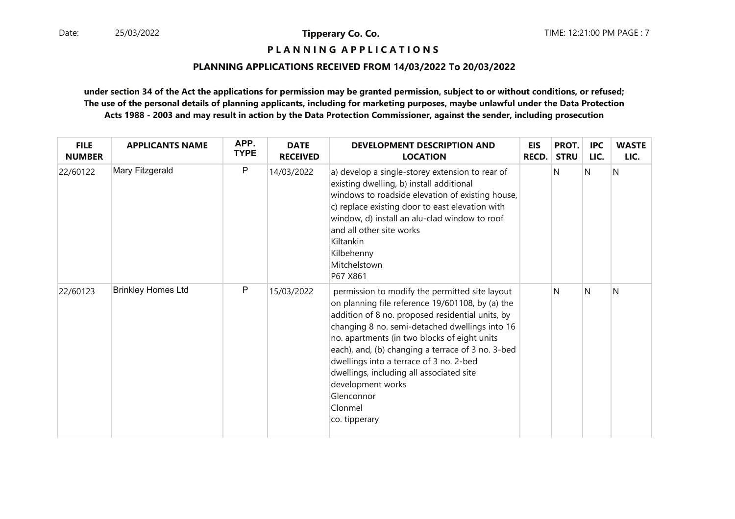**Tipperary Co. Co.**

**P L A N N I N G A P P L I C A T I O N S**

**PLANNING APPLICATIONS RECEIVED FROM 14/03/2022 To 20/03/2022**

**under section 34 of the Act the applications for permission may be granted permission, subject to or without conditions, or refused; The use of the personal details of planning applicants, including for marketing purposes, maybe unlawful under the Data Protection Acts 1988 - 2003 and may result in action by the Data Protection Commissioner, against the sender, including prosecution**

| FILE NUMBER | APPLICANTS NAME | APP. TYPE | DATE RECEIVED | DEVELOPMENT DESCRIPTION AND LOCATION | EIS RECD. | PROT. STRU | IPC LIC. | WASTE LIC. |
|---|---|---|---|---|---|---|---|---|
| 22/60122 | Mary Fitzgerald | P | 14/03/2022 | a) develop a single-storey extension to rear of existing dwelling, b) install additional windows to roadside elevation of existing house, c) replace existing door to east elevation with window, d) install an alu-clad window to roof and all other site works<br>Kiltankin<br>Kilbehenny<br>Mitchelstown<br>P67 X861 | | N | N | N |
| 22/60123 | Brinkley Homes Ltd | P | 15/03/2022 | permission to modify the permitted site layout on planning file reference 19/601108, by (a) the addition of 8 no. proposed residential units, by changing 8 no. semi-detached dwellings into 16 no. apartments (in two blocks of eight units each), and, (b) changing a terrace of 3 no. 3-bed dwellings into a terrace of 3 no. 2-bed dwellings, including all associated site development works<br>Glenconnor<br>Clonmel<br>co. tipperary | | N | N | N |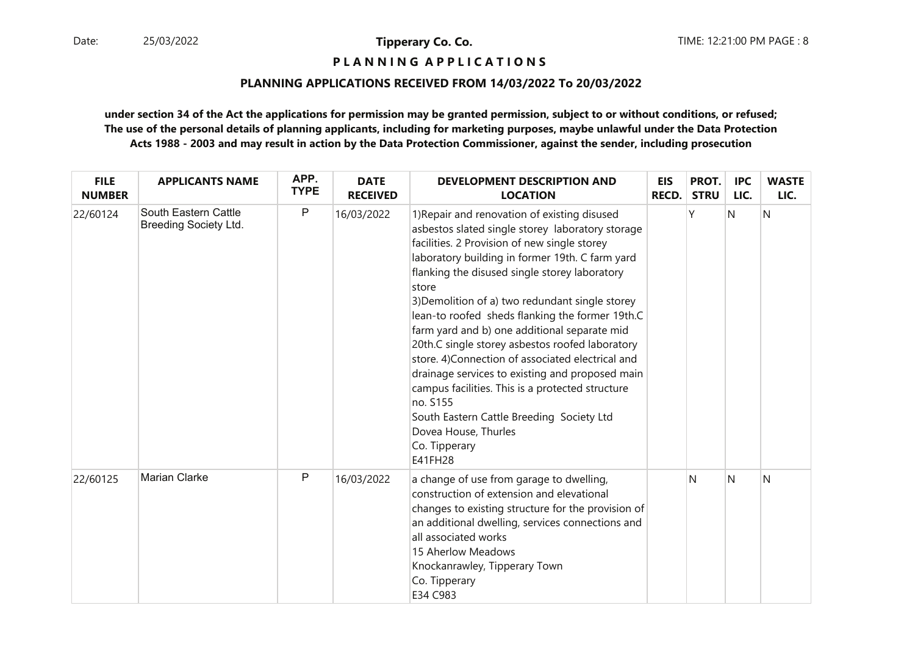**Tipperary Co. Co.**

**P L A N N I N G A P P L I C A T I O N S**

**PLANNING APPLICATIONS RECEIVED FROM 14/03/2022 To 20/03/2022**

**under section 34 of the Act the applications for permission may be granted permission, subject to or without conditions, or refused; The use of the personal details of planning applicants, including for marketing purposes, maybe unlawful under the Data Protection Acts 1988 - 2003 and may result in action by the Data Protection Commissioner, against the sender, including prosecution**

| FILE NUMBER | APPLICANTS NAME | APP. TYPE | DATE RECEIVED | DEVELOPMENT DESCRIPTION AND LOCATION | EIS RECD. | PROT. STRU | IPC LIC. | WASTE LIC. |
|---|---|---|---|---|---|---|---|---|
| 22/60124 | South Eastern Cattle Breeding Society Ltd. | P | 16/03/2022 | 1)Repair and renovation of existing disused asbestos slated single storey laboratory storage facilities. 2 Provision of new single storey laboratory building in former 19th. C farm yard flanking the disused single storey laboratory store 3)Demolition of a) two redundant single storey lean-to roofed sheds flanking the former 19th.C farm yard and b) one additional separate mid 20th.C single storey asbestos roofed laboratory store. 4)Connection of associated electrical and drainage services to existing and proposed main campus facilities. This is a protected structure no. S155 South Eastern Cattle Breeding Society Ltd Dovea House, Thurles Co. Tipperary E41FH28 | | Y | N | N |
| 22/60125 | Marian Clarke | P | 16/03/2022 | a change of use from garage to dwelling, construction of extension and elevational changes to existing structure for the provision of an additional dwelling, services connections and all associated works 15 Aherlow Meadows Knockanrawley, Tipperary Town Co. Tipperary E34 C983 | | N | N | N |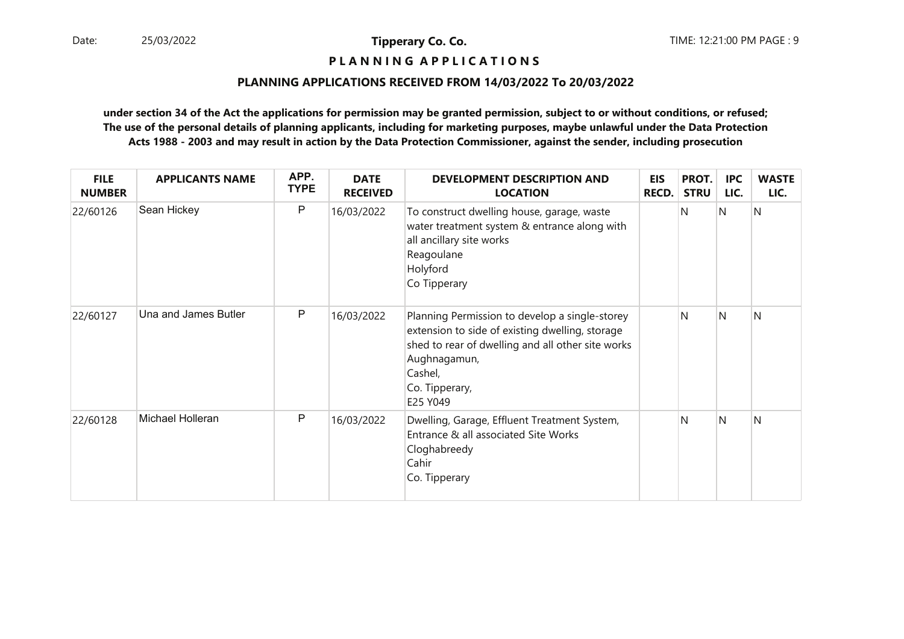**Tipperary Co. Co.**

**P L A N N I N G A P P L I C A T I O N S**

**PLANNING APPLICATIONS RECEIVED FROM 14/03/2022 To 20/03/2022**

**under section 34 of the Act the applications for permission may be granted permission, subject to or without conditions, or refused; The use of the personal details of planning applicants, including for marketing purposes, maybe unlawful under the Data Protection Acts 1988 - 2003 and may result in action by the Data Protection Commissioner, against the sender, including prosecution**

| FILE NUMBER | APPLICANTS NAME | APP. TYPE | DATE RECEIVED | DEVELOPMENT DESCRIPTION AND LOCATION | EIS RECD. | PROT. STRU | IPC LIC. | WASTE LIC. |
|---|---|---|---|---|---|---|---|---|
| 22/60126 | Sean Hickey | P | 16/03/2022 | To construct dwelling house, garage, waste water treatment system & entrance along with all ancillary site works<br>Reagoulane<br>Holyford<br>Co Tipperary | | N | N | N |
| 22/60127 | Una and James Butler | P | 16/03/2022 | Planning Permission to develop a single-storey extension to side of existing dwelling, storage shed to rear of dwelling and all other site works<br>Aughnagamun,<br>Cashel,<br>Co. Tipperary,<br>E25 Y049 | | N | N | N |
| 22/60128 | Michael Holleran | P | 16/03/2022 | Dwelling, Garage, Effluent Treatment System, Entrance & all associated Site Works<br>Cloghabreedy<br>Cahir<br>Co. Tipperary | | N | N | N |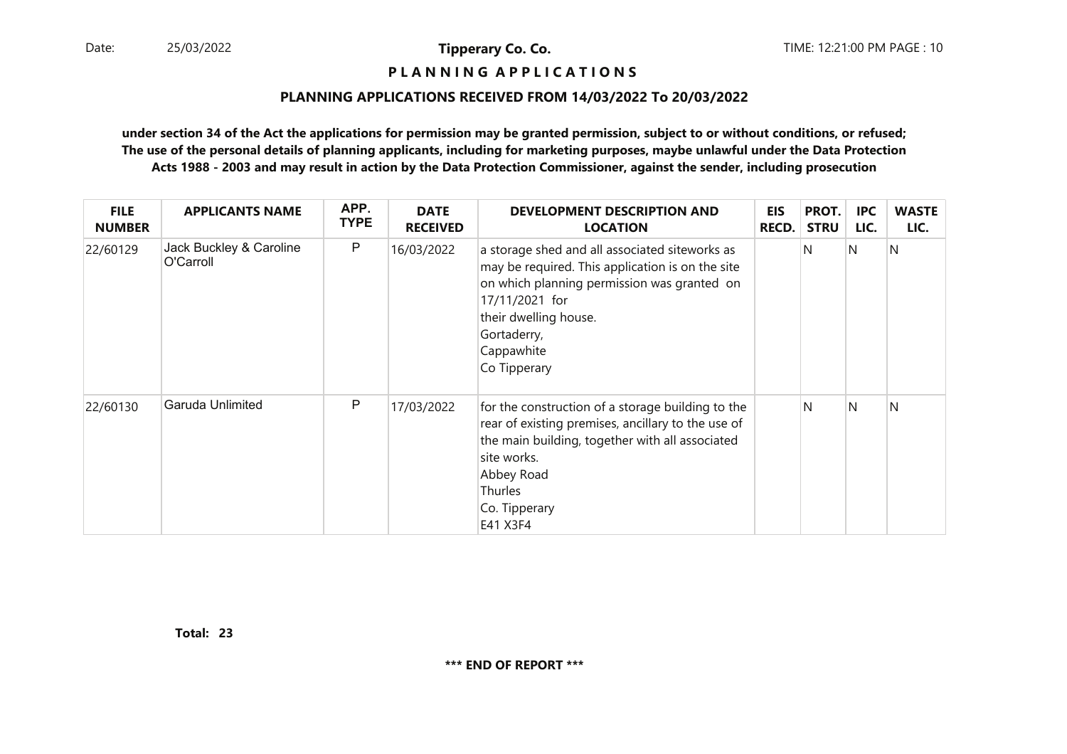**Tipperary Co. Co.**

**P L A N N I N G A P P L I C A T I O N S**

**PLANNING APPLICATIONS RECEIVED FROM 14/03/2022 To 20/03/2022**

**under section 34 of the Act the applications for permission may be granted permission, subject to or without conditions, or refused; The use of the personal details of planning applicants, including for marketing purposes, maybe unlawful under the Data Protection Acts 1988 - 2003 and may result in action by the Data Protection Commissioner, against the sender, including prosecution**

| FILE NUMBER | APPLICANTS NAME | APP. TYPE | DATE RECEIVED | DEVELOPMENT DESCRIPTION AND LOCATION | EIS RECD. | PROT. STRU | IPC LIC. | WASTE LIC. |
|---|---|---|---|---|---|---|---|---|
| 22/60129 | Jack Buckley & Caroline O'Carroll | P | 16/03/2022 | a storage shed and all associated siteworks as may be required. This application is on the site on which planning permission was granted on 17/11/2021 for their dwelling house. Gortaderry, Cappawhite Co Tipperary | | N | N | N |
| 22/60130 | Garuda Unlimited | P | 17/03/2022 | for the construction of a storage building to the rear of existing premises, ancillary to the use of the main building, together with all associated site works. Abbey Road Thurles Co. Tipperary E41 X3F4 | | N | N | N |

**Total: 23**

**\*\*\* END OF REPORT \*\*\***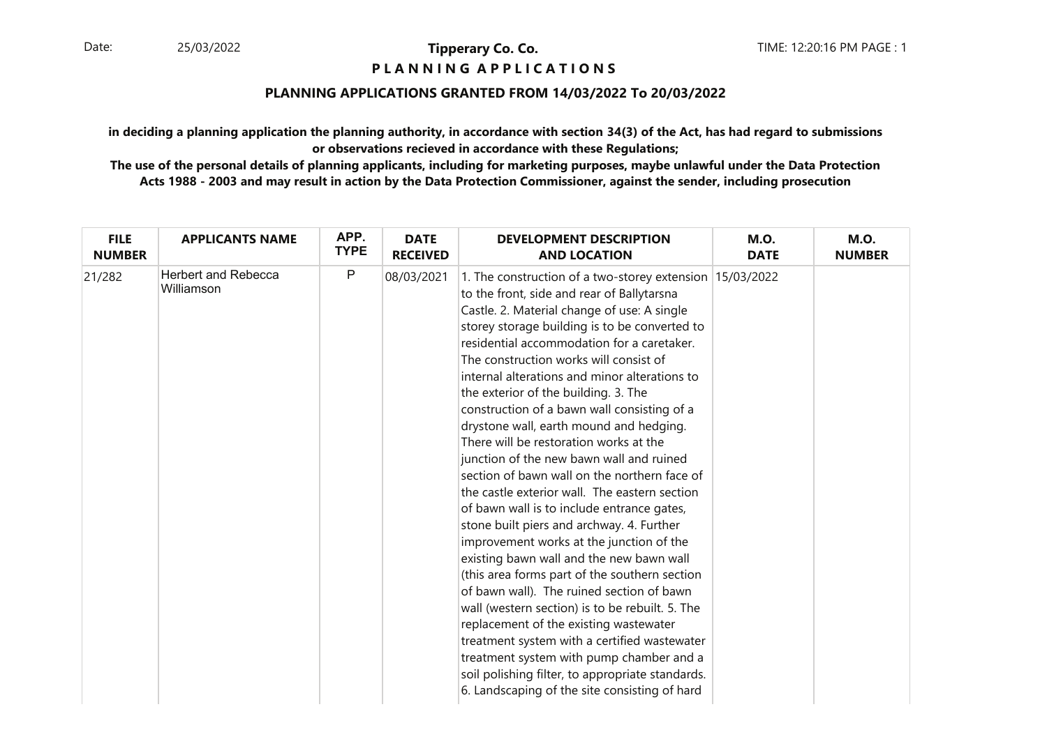Date: 25/03/2022

**Tipperary Co. Co.**

**P L A N N I N G A P P L I C A T I O N S**

TIME: 12:20:16 PM PAGE : 1

**PLANNING APPLICATIONS GRANTED FROM 14/03/2022 To 20/03/2022**

**in deciding a planning application the planning authority, in accordance with section 34(3) of the Act, has had regard to submissions or observations recieved in accordance with these Regulations;**

**The use of the personal details of planning applicants, including for marketing purposes, maybe unlawful under the Data Protection Acts 1988 - 2003 and may result in action by the Data Protection Commissioner, against the sender, including prosecution**

| FILE NUMBER | APPLICANTS NAME | APP. TYPE | DATE RECEIVED | DEVELOPMENT DESCRIPTION AND LOCATION | M.O. DATE | M.O. NUMBER |
|---|---|---|---|---|---|---|
| 21/282 | Herbert and Rebecca Williamson | P | 08/03/2021 | 1. The construction of a two-storey extension to the front, side and rear of Ballytarsna Castle. 2. Material change of use: A single storey storage building is to be converted to residential accommodation for a caretaker. The construction works will consist of internal alterations and minor alterations to the exterior of the building. 3. The construction of a bawn wall consisting of a drystone wall, earth mound and hedging. There will be restoration works at the junction of the new bawn wall and ruined section of bawn wall on the northern face of the castle exterior wall. The eastern section of bawn wall is to include entrance gates, stone built piers and archway. 4. Further improvement works at the junction of the existing bawn wall and the new bawn wall (this area forms part of the southern section of bawn wall). The ruined section of bawn wall (western section) is to be rebuilt. 5. The replacement of the existing wastewater treatment system with a certified wastewater treatment system with pump chamber and a soil polishing filter, to appropriate standards. 6. Landscaping of the site consisting of hard | 15/03/2022 | |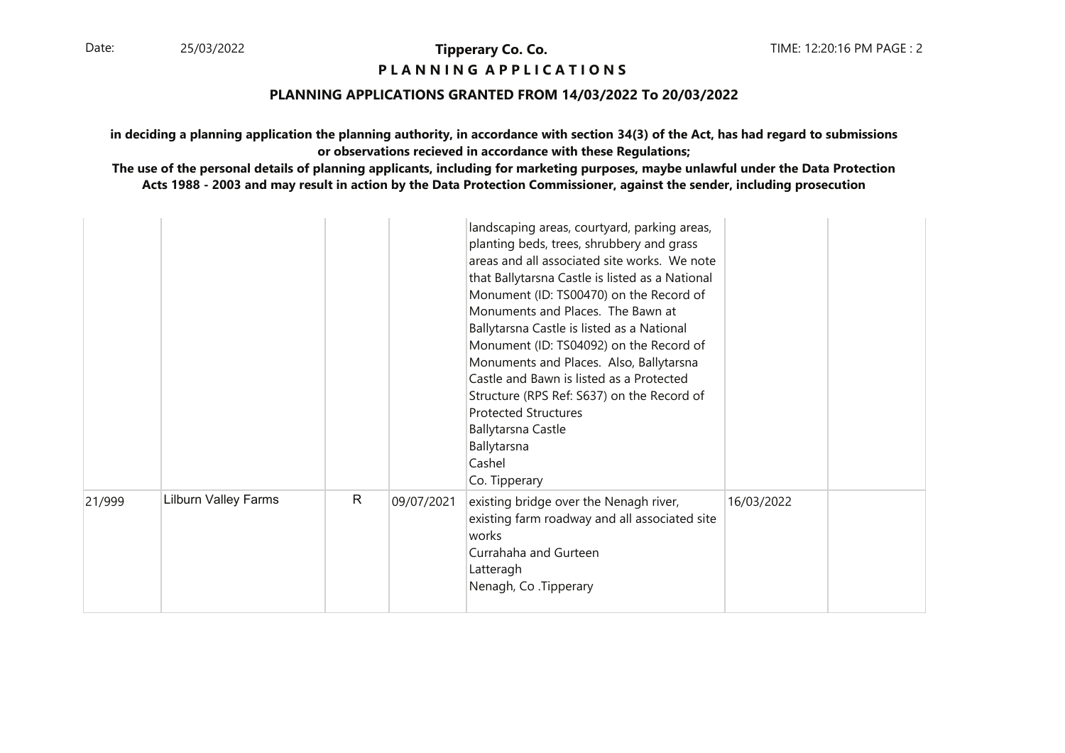# Tipperary Co. Co.

## P L A N N I N G  A P P L I C A T I O N S

### PLANNING APPLICATIONS GRANTED FROM 14/03/2022 To 20/03/2022

**in deciding a planning application the planning authority, in accordance with section 34(3) of the Act, has had regard to submissions or observations recieved in accordance with these Regulations;**

**The use of the personal details of planning applicants, including for marketing purposes, maybe unlawful under the Data Protection Acts 1988 - 2003 and may result in action by the Data Protection Commissioner, against the sender, including prosecution**

| | | | | | | |
|---|---|---|---|---|---|---|
| | | | | landscaping areas, courtyard, parking areas, planting beds, trees, shrubbery and grass areas and all associated site works. We note that Ballytarsna Castle is listed as a National Monument (ID: TS00470) on the Record of Monuments and Places. The Bawn at Ballytarsna Castle is listed as a National Monument (ID: TS04092) on the Record of Monuments and Places. Also, Ballytarsna Castle and Bawn is listed as a Protected Structure (RPS Ref: S637) on the Record of Protected Structures<br>Ballytarsna Castle<br>Ballytarsna<br>Cashel<br>Co. Tipperary | | |
| 21/999 | Lilburn Valley Farms | R | 09/07/2021 | existing bridge over the Nenagh river, existing farm roadway and all associated site works<br>Currahaha and Gurteen<br>Latteragh<br>Nenagh, Co .Tipperary | 16/03/2022 | |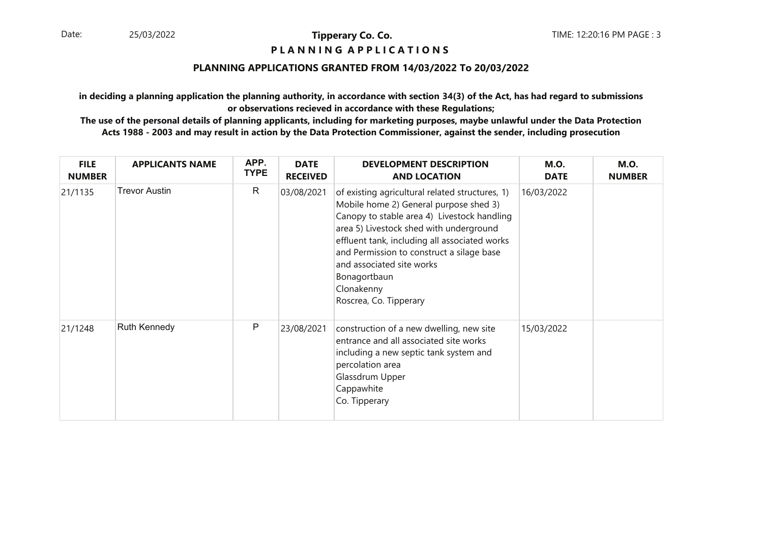**Tipperary Co. Co.**

**P L A N N I N G A P P L I C A T I O N S**

**PLANNING APPLICATIONS GRANTED FROM 14/03/2022 To 20/03/2022**

**in deciding a planning application the planning authority, in accordance with section 34(3) of the Act, has had regard to submissions or observations recieved in accordance with these Regulations;**

**The use of the personal details of planning applicants, including for marketing purposes, maybe unlawful under the Data Protection Acts 1988 - 2003 and may result in action by the Data Protection Commissioner, against the sender, including prosecution**

| FILE NUMBER | APPLICANTS NAME | APP. TYPE | DATE RECEIVED | DEVELOPMENT DESCRIPTION AND LOCATION | M.O. DATE | M.O. NUMBER |
|---|---|---|---|---|---|---|
| 21/1135 | Trevor Austin | R | 03/08/2021 | of existing agricultural related structures, 1) Mobile home 2) General purpose shed 3) Canopy to stable area 4) Livestock handling area 5) Livestock shed with underground effluent tank, including all associated works and Permission to construct a silage base and associated site works<br>Bonagortbaun<br>Clonakenny<br>Roscrea, Co. Tipperary | 16/03/2022 | |
| 21/1248 | Ruth Kennedy | P | 23/08/2021 | construction of a new dwelling, new site entrance and all associated site works including a new septic tank system and percolation area<br>Glassdrum Upper<br>Cappawhite<br>Co. Tipperary | 15/03/2022 | |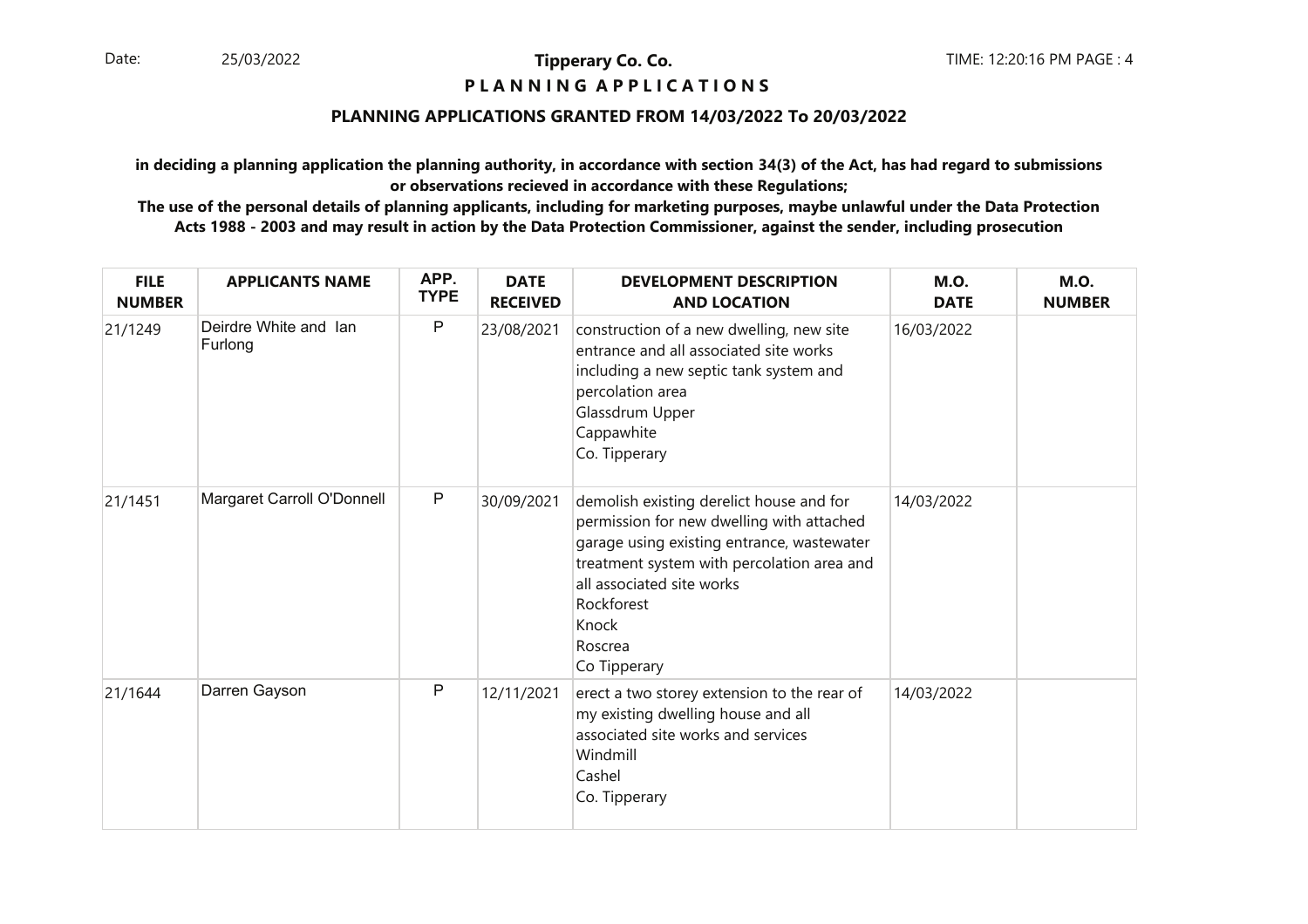**Tipperary Co. Co.**

**P L A N N I N G   A P P L I C A T I O N S**

## PLANNING APPLICATIONS GRANTED FROM 14/03/2022 To 20/03/2022

**in deciding a planning application the planning authority, in accordance with section 34(3) of the Act, has had regard to submissions or observations recieved in accordance with these Regulations;**

**The use of the personal details of planning applicants, including for marketing purposes, maybe unlawful under the Data Protection Acts 1988 - 2003 and may result in action by the Data Protection Commissioner, against the sender, including prosecution**

| FILE NUMBER | APPLICANTS NAME | APP. TYPE | DATE RECEIVED | DEVELOPMENT DESCRIPTION AND LOCATION | M.O. DATE | M.O. NUMBER |
|---|---|---|---|---|---|---|
| 21/1249 | Deirdre White and Ian Furlong | P | 23/08/2021 | construction of a new dwelling, new site entrance and all associated site works including a new septic tank system and percolation area<br>Glassdrum Upper<br>Cappawhite<br>Co. Tipperary | 16/03/2022 | |
| 21/1451 | Margaret Carroll O'Donnell | P | 30/09/2021 | demolish existing derelict house and for permission for new dwelling with attached garage using existing entrance, wastewater treatment system with percolation area and all associated site works<br>Rockforest<br>Knock<br>Roscrea<br>Co Tipperary | 14/03/2022 | |
| 21/1644 | Darren Gayson | P | 12/11/2021 | erect a two storey extension to the rear of my existing dwelling house and all associated site works and services<br>Windmill<br>Cashel<br>Co. Tipperary | 14/03/2022 | |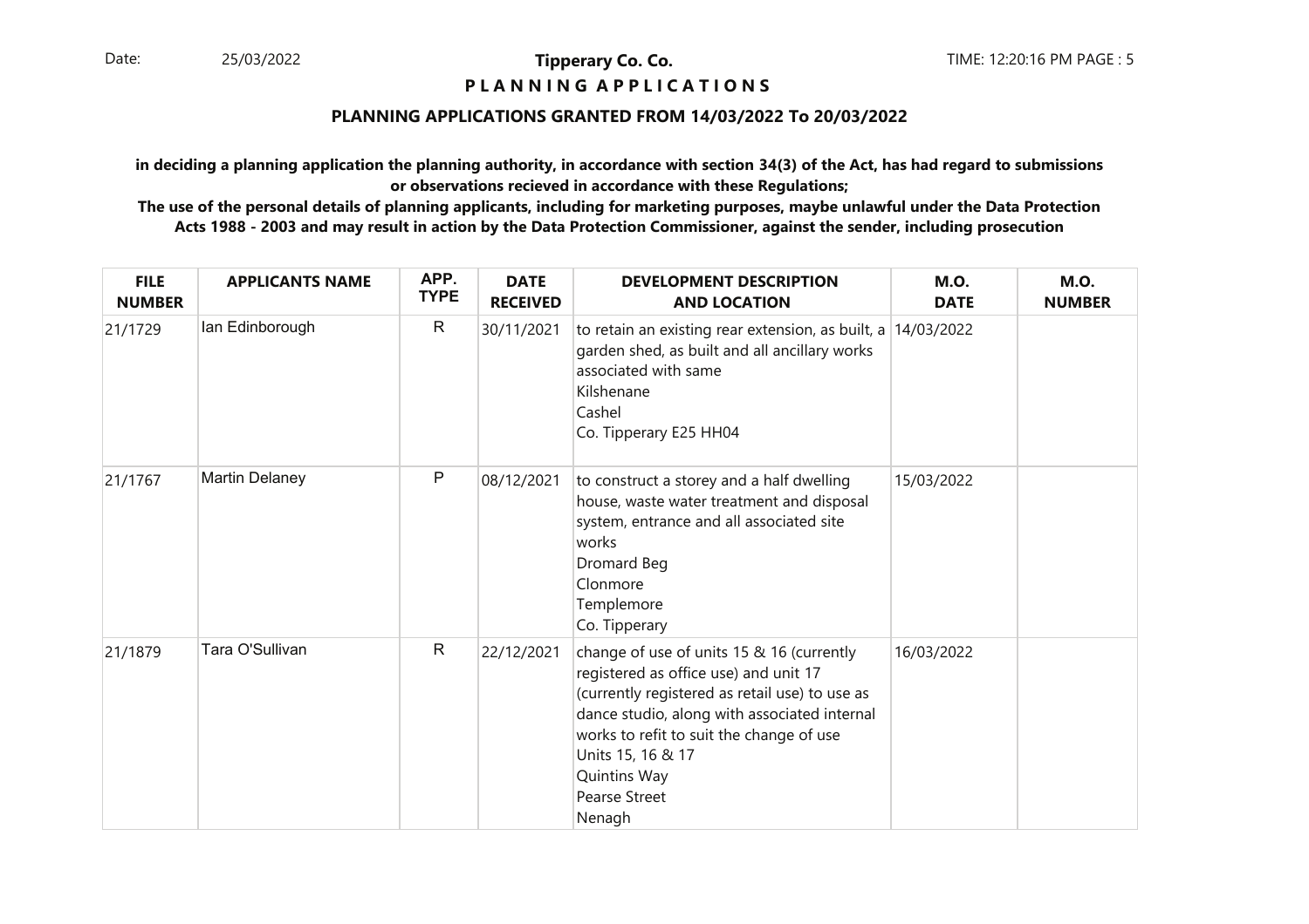**Tipperary Co. Co.**

**P L A N N I N G A P P L I C A T I O N S**

**PLANNING APPLICATIONS GRANTED FROM 14/03/2022 To 20/03/2022**

**in deciding a planning application the planning authority, in accordance with section 34(3) of the Act, has had regard to submissions or observations recieved in accordance with these Regulations;**

**The use of the personal details of planning applicants, including for marketing purposes, maybe unlawful under the Data Protection Acts 1988 - 2003 and may result in action by the Data Protection Commissioner, against the sender, including prosecution**

| FILE NUMBER | APPLICANTS NAME | APP. TYPE | DATE RECEIVED | DEVELOPMENT DESCRIPTION AND LOCATION | M.O. DATE | M.O. NUMBER |
|---|---|---|---|---|---|---|
| 21/1729 | Ian Edinborough | R | 30/11/2021 | to retain an existing rear extension, as built, a garden shed, as built and all ancillary works associated with same<br>Kilshenane<br>Cashel<br>Co. Tipperary E25 HH04 | 14/03/2022 | |
| 21/1767 | Martin Delaney | P | 08/12/2021 | to construct a storey and a half dwelling house, waste water treatment and disposal system, entrance and all associated site works<br>Dromard Beg<br>Clonmore<br>Templemore<br>Co. Tipperary | 15/03/2022 | |
| 21/1879 | Tara O'Sullivan | R | 22/12/2021 | change of use of units 15 & 16 (currently registered as office use) and unit 17 (currently registered as retail use) to use as dance studio, along with associated internal works to refit to suit the change of use<br>Units 15, 16 & 17<br>Quintins Way<br>Pearse Street<br>Nenagh | 16/03/2022 | |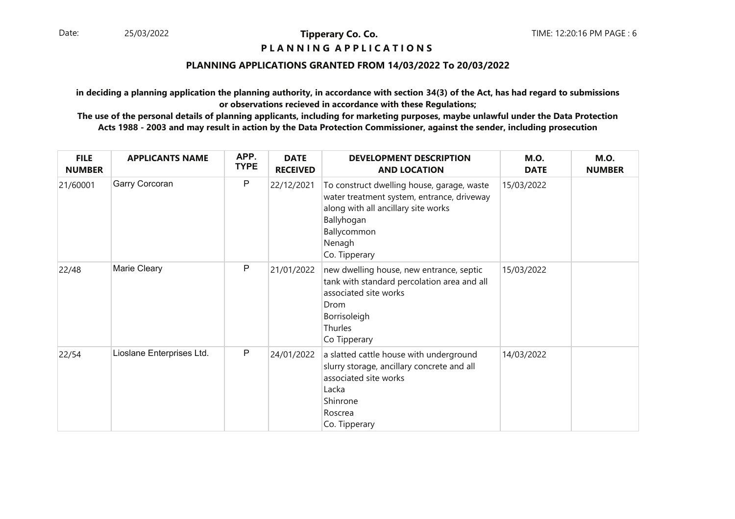**Tipperary Co. Co.**

**P L A N N I N G A P P L I C A T I O N S**

**PLANNING APPLICATIONS GRANTED FROM 14/03/2022 To 20/03/2022**

**in deciding a planning application the planning authority, in accordance with section 34(3) of the Act, has had regard to submissions or observations recieved in accordance with these Regulations;**

**The use of the personal details of planning applicants, including for marketing purposes, maybe unlawful under the Data Protection Acts 1988 - 2003 and may result in action by the Data Protection Commissioner, against the sender, including prosecution**

| FILE NUMBER | APPLICANTS NAME | APP. TYPE | DATE RECEIVED | DEVELOPMENT DESCRIPTION AND LOCATION | M.O. DATE | M.O. NUMBER |
|---|---|---|---|---|---|---|
| 21/60001 | Garry Corcoran | P | 22/12/2021 | To construct dwelling house, garage, waste water treatment system, entrance, driveway along with all ancillary site works<br>Ballyhogan<br>Ballycommon<br>Nenagh<br>Co. Tipperary | 15/03/2022 | |
| 22/48 | Marie Cleary | P | 21/01/2022 | new dwelling house, new entrance, septic tank with standard percolation area and all associated site works<br>Drom<br>Borrisoleigh<br>Thurles<br>Co Tipperary | 15/03/2022 | |
| 22/54 | Lioslane Enterprises Ltd. | P | 24/01/2022 | a slatted cattle house with underground slurry storage, ancillary concrete and all associated site works<br>Lacka<br>Shinrone<br>Roscrea<br>Co. Tipperary | 14/03/2022 | |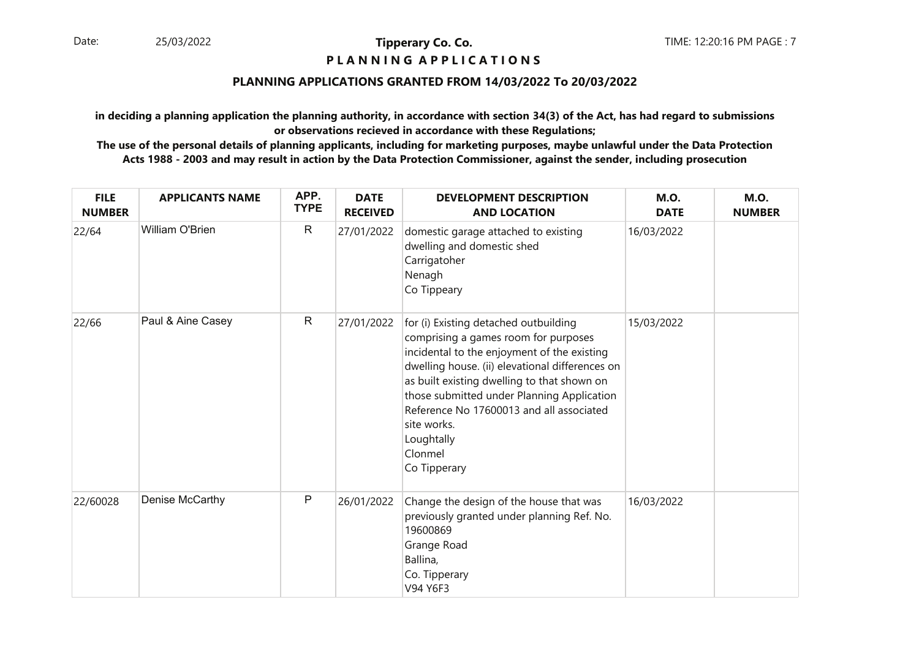**Tipperary Co. Co.**

**P L A N N I N G A P P L I C A T I O N S**

**PLANNING APPLICATIONS GRANTED FROM 14/03/2022 To 20/03/2022**

**in deciding a planning application the planning authority, in accordance with section 34(3) of the Act, has had regard to submissions or observations recieved in accordance with these Regulations;**

**The use of the personal details of planning applicants, including for marketing purposes, maybe unlawful under the Data Protection Acts 1988 - 2003 and may result in action by the Data Protection Commissioner, against the sender, including prosecution**

| FILE NUMBER | APPLICANTS NAME | APP. TYPE | DATE RECEIVED | DEVELOPMENT DESCRIPTION AND LOCATION | M.O. DATE | M.O. NUMBER |
|---|---|---|---|---|---|---|
| 22/64 | William O'Brien | R | 27/01/2022 | domestic garage attached to existing dwelling and domestic shed<br>Carrigatoher<br>Nenagh<br>Co Tippeary | 16/03/2022 | |
| 22/66 | Paul & Aine Casey | R | 27/01/2022 | for (i) Existing detached outbuilding comprising a games room for purposes incidental to the enjoyment of the existing dwelling house. (ii) elevational differences on as built existing dwelling to that shown on those submitted under Planning Application Reference No 17600013 and all associated site works.<br>Loughtally<br>Clonmel<br>Co Tipperary | 15/03/2022 | |
| 22/60028 | Denise McCarthy | P | 26/01/2022 | Change the design of the house that was previously granted under planning Ref. No. 19600869<br>Grange Road<br>Ballina,<br>Co. Tipperary<br>V94 Y6F3 | 16/03/2022 | |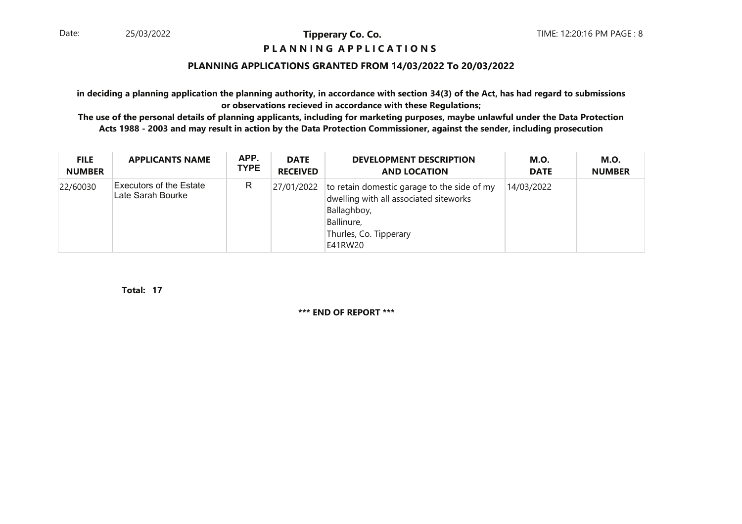**PLANNING APPLICATIONS**

## PLANNING APPLICATIONS GRANTED FROM 14/03/2022 To 20/03/2022

**in deciding a planning application the planning authority, in accordance with section 34(3) of the Act, has had regard to submissions or observations recieved in accordance with these Regulations;**

**The use of the personal details of planning applicants, including for marketing purposes, maybe unlawful under the Data Protection Acts 1988 - 2003 and may result in action by the Data Protection Commissioner, against the sender, including prosecution**

| FILE NUMBER | APPLICANTS NAME | APP. TYPE | DATE RECEIVED | DEVELOPMENT DESCRIPTION AND LOCATION | M.O. DATE | M.O. NUMBER |
|---|---|---|---|---|---|---|
| 22/60030 | Executors of the Estate Late Sarah Bourke | R | 27/01/2022 | to retain domestic garage to the side of my dwelling with all associated siteworks Ballaghboy, Ballinure, Thurles, Co. Tipperary E41RW20 | 14/03/2022 | |

**Total: 17**

**\*\*\* END OF REPORT \*\*\***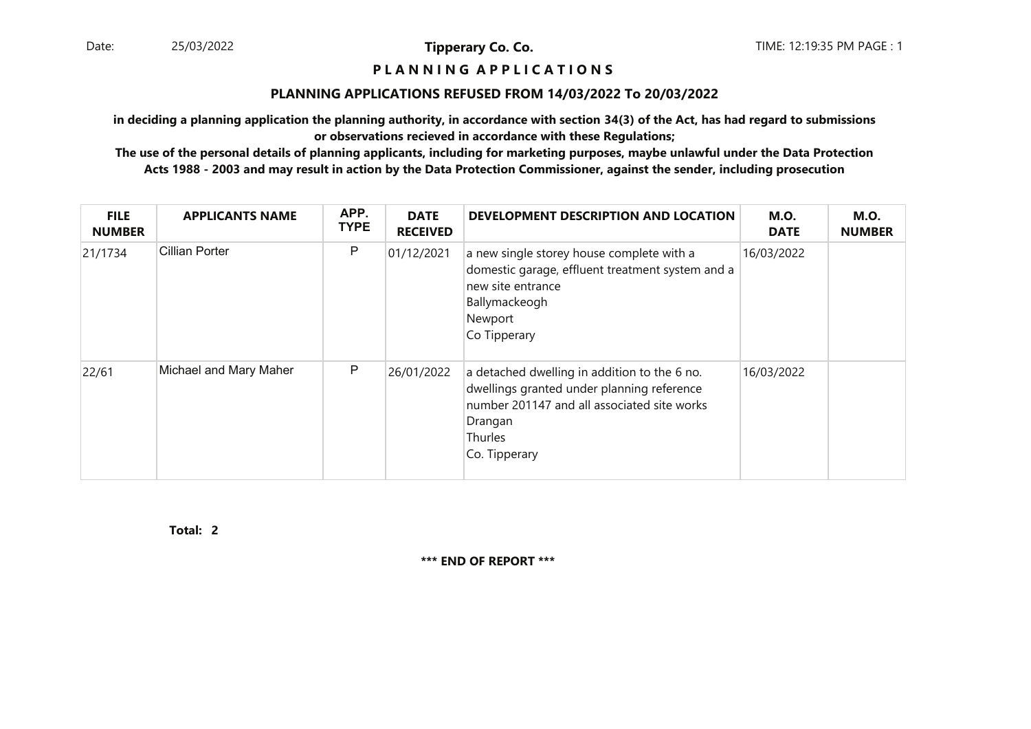Date: 25/03/2022

**Tipperary Co. Co.**

TIME: 12:19:35 PM PAGE : 1

**P L A N N I N G A P P L I C A T I O N S**

**PLANNING APPLICATIONS REFUSED FROM 14/03/2022 To 20/03/2022**

**in deciding a planning application the planning authority, in accordance with section 34(3) of the Act, has had regard to submissions or observations recieved in accordance with these Regulations;**

**The use of the personal details of planning applicants, including for marketing purposes, maybe unlawful under the Data Protection Acts 1988 - 2003 and may result in action by the Data Protection Commissioner, against the sender, including prosecution**

| FILE NUMBER | APPLICANTS NAME | APP. TYPE | DATE RECEIVED | DEVELOPMENT DESCRIPTION AND LOCATION | M.O. DATE | M.O. NUMBER |
|---|---|---|---|---|---|---|
| 21/1734 | Cillian Porter | P | 01/12/2021 | a new single storey house complete with a domestic garage, effluent treatment system and a new site entrance<br>Ballymackeogh<br>Newport<br>Co Tipperary | 16/03/2022 | |
| 22/61 | Michael and Mary Maher | P | 26/01/2022 | a detached dwelling in addition to the 6 no. dwellings granted under planning reference number 201147 and all associated site works<br>Drangan<br>Thurles<br>Co. Tipperary | 16/03/2022 | |

**Total: 2**

**\*\*\* END OF REPORT \*\*\***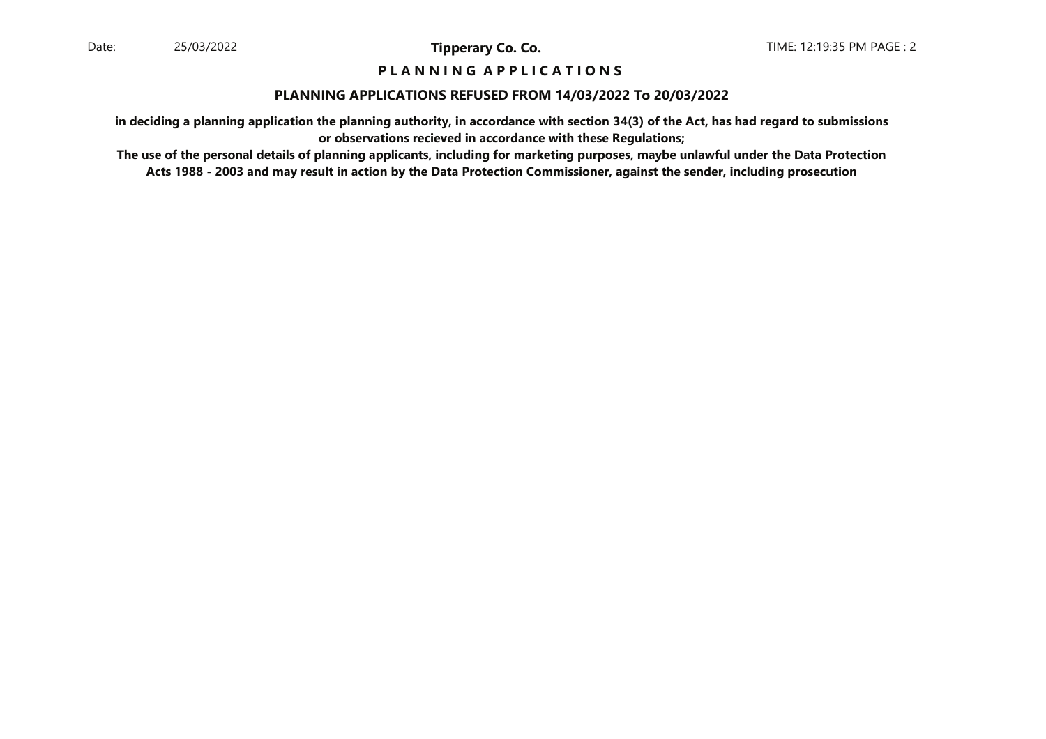# P L A N N I N G A P P L I C A T I O N S

## PLANNING APPLICATIONS REFUSED FROM 14/03/2022 To 20/03/2022

**in deciding a planning application the planning authority, in accordance with section 34(3) of the Act, has had regard to submissions or observations recieved in accordance with these Regulations;**

**The use of the personal details of planning applicants, including for marketing purposes, maybe unlawful under the Data Protection Acts 1988 - 2003 and may result in action by the Data Protection Commissioner, against the sender, including prosecution**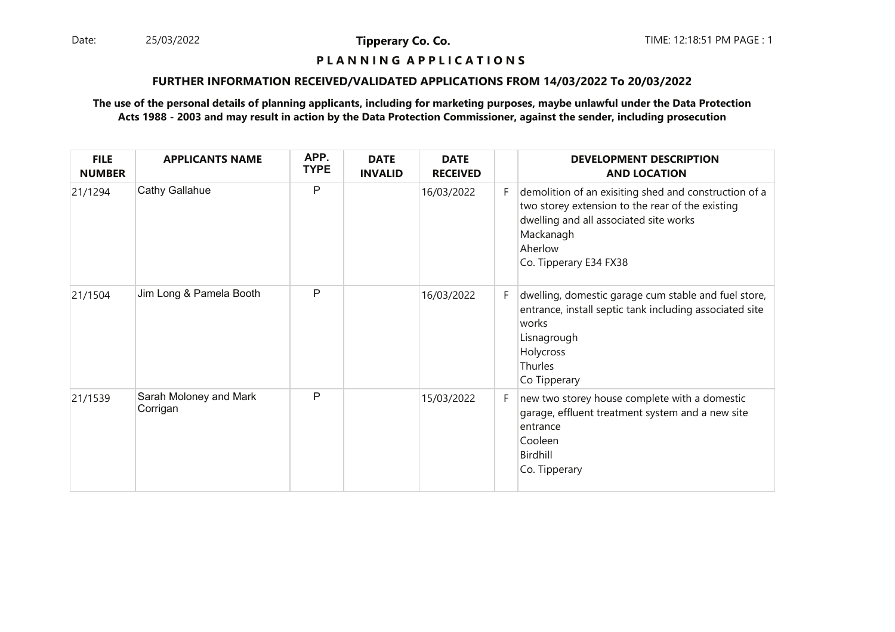**Tipperary Co. Co.**

**P L A N N I N G A P P L I C A T I O N S**

**FURTHER INFORMATION RECEIVED/VALIDATED APPLICATIONS FROM 14/03/2022 To 20/03/2022**

**The use of the personal details of planning applicants, including for marketing purposes, maybe unlawful under the Data Protection Acts 1988 - 2003 and may result in action by the Data Protection Commissioner, against the sender, including prosecution**

| FILE NUMBER | APPLICANTS NAME | APP. TYPE | DATE INVALID | DATE RECEIVED | | DEVELOPMENT DESCRIPTION AND LOCATION |
|---|---|---|---|---|---|---|
| 21/1294 | Cathy Gallahue | P | | 16/03/2022 | F | demolition of an exisiting shed and construction of a two storey extension to the rear of the existing dwelling and all associated site works<br>Mackanagh<br>Aherlow<br>Co. Tipperary E34 FX38 |
| 21/1504 | Jim Long & Pamela Booth | P | | 16/03/2022 | F | dwelling, domestic garage cum stable and fuel store, entrance, install septic tank including associated site works<br>Lisnagrough<br>Holycross<br>Thurles<br>Co Tipperary |
| 21/1539 | Sarah Moloney and Mark Corrigan | P | | 15/03/2022 | F | new two storey house complete with a domestic garage, effluent treatment system and a new site entrance<br>Cooleen<br>Birdhill<br>Co. Tipperary |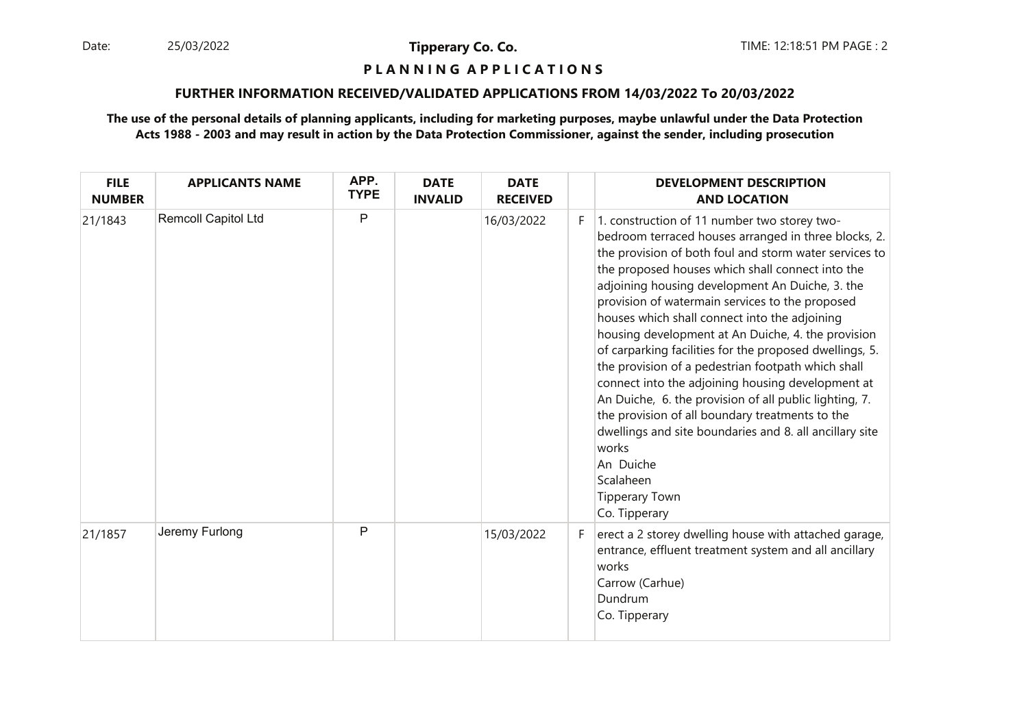**Tipperary Co. Co.**

**P L A N N I N G A P P L I C A T I O N S**

**FURTHER INFORMATION RECEIVED/VALIDATED APPLICATIONS FROM 14/03/2022 To 20/03/2022**

**The use of the personal details of planning applicants, including for marketing purposes, maybe unlawful under the Data Protection Acts 1988 - 2003 and may result in action by the Data Protection Commissioner, against the sender, including prosecution**

| FILE NUMBER | APPLICANTS NAME | APP. TYPE | DATE INVALID | DATE RECEIVED | | DEVELOPMENT DESCRIPTION AND LOCATION |
|---|---|---|---|---|---|---|
| 21/1843 | Remcoll Capitol Ltd | P | | 16/03/2022 | F | 1. construction of 11 number two storey two-bedroom terraced houses arranged in three blocks, 2. the provision of both foul and storm water services to the proposed houses which shall connect into the adjoining housing development An Duiche, 3. the provision of watermain services to the proposed houses which shall connect into the adjoining housing development at An Duiche, 4. the provision of carparking facilities for the proposed dwellings, 5. the provision of a pedestrian footpath which shall connect into the adjoining housing development at An Duiche, 6. the provision of all public lighting, 7. the provision of all boundary treatments to the dwellings and site boundaries and 8. all ancillary site works<br>An Duiche<br>Scalaheen<br>Tipperary Town<br>Co. Tipperary |
| 21/1857 | Jeremy Furlong | P | | 15/03/2022 | F | erect a 2 storey dwelling house with attached garage, entrance, effluent treatment system and all ancillary works<br>Carrow (Carhue)<br>Dundrum<br>Co. Tipperary |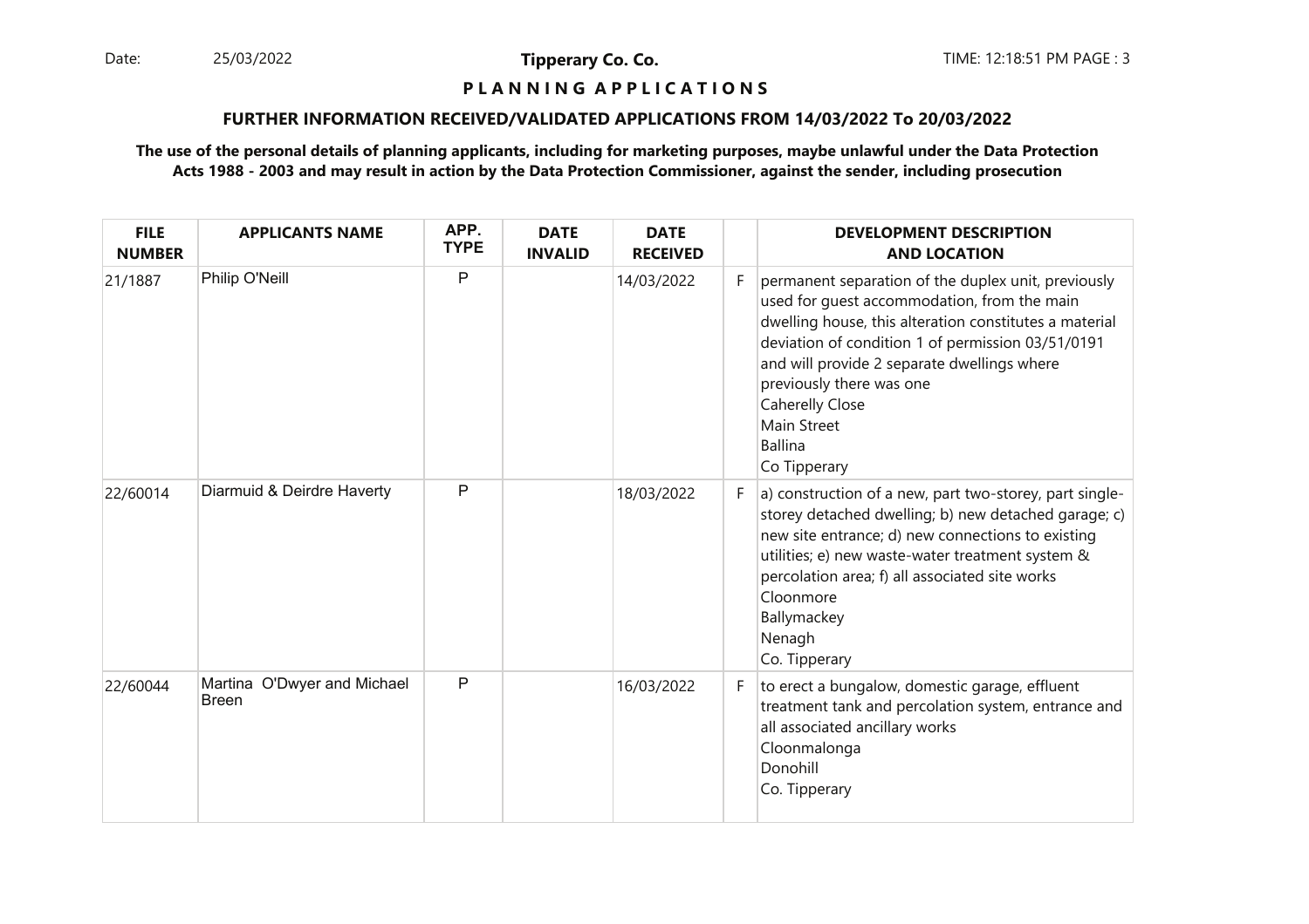**P L A N N I N G   A P P L I C A T I O N S**

**FURTHER INFORMATION RECEIVED/VALIDATED APPLICATIONS FROM 14/03/2022 To 20/03/2022**

**The use of the personal details of planning applicants, including for marketing purposes, maybe unlawful under the Data Protection Acts 1988 - 2003 and may result in action by the Data Protection Commissioner, against the sender, including prosecution**

| FILE NUMBER | APPLICANTS NAME | APP. TYPE | DATE INVALID | DATE RECEIVED | | DEVELOPMENT DESCRIPTION AND LOCATION |
|---|---|---|---|---|---|---|
| 21/1887 | Philip O'Neill | P | | 14/03/2022 | F | permanent separation of the duplex unit, previously used for guest accommodation, from the main dwelling house, this alteration constitutes a material deviation of condition 1 of permission 03/51/0191 and will provide 2 separate dwellings where previously there was one<br>Caherelly Close<br>Main Street<br>Ballina<br>Co Tipperary |
| 22/60014 | Diarmuid & Deirdre Haverty | P | | 18/03/2022 | F | a) construction of a new, part two-storey, part single-storey detached dwelling; b) new detached garage; c) new site entrance; d) new connections to existing utilities; e) new waste-water treatment system & percolation area; f) all associated site works<br>Cloonmore<br>Ballymackey<br>Nenagh<br>Co. Tipperary |
| 22/60044 | Martina O'Dwyer and Michael Breen | P | | 16/03/2022 | F | to erect a bungalow, domestic garage, effluent treatment tank and percolation system, entrance and all associated ancillary works<br>Cloonmalonga<br>Donohill<br>Co. Tipperary |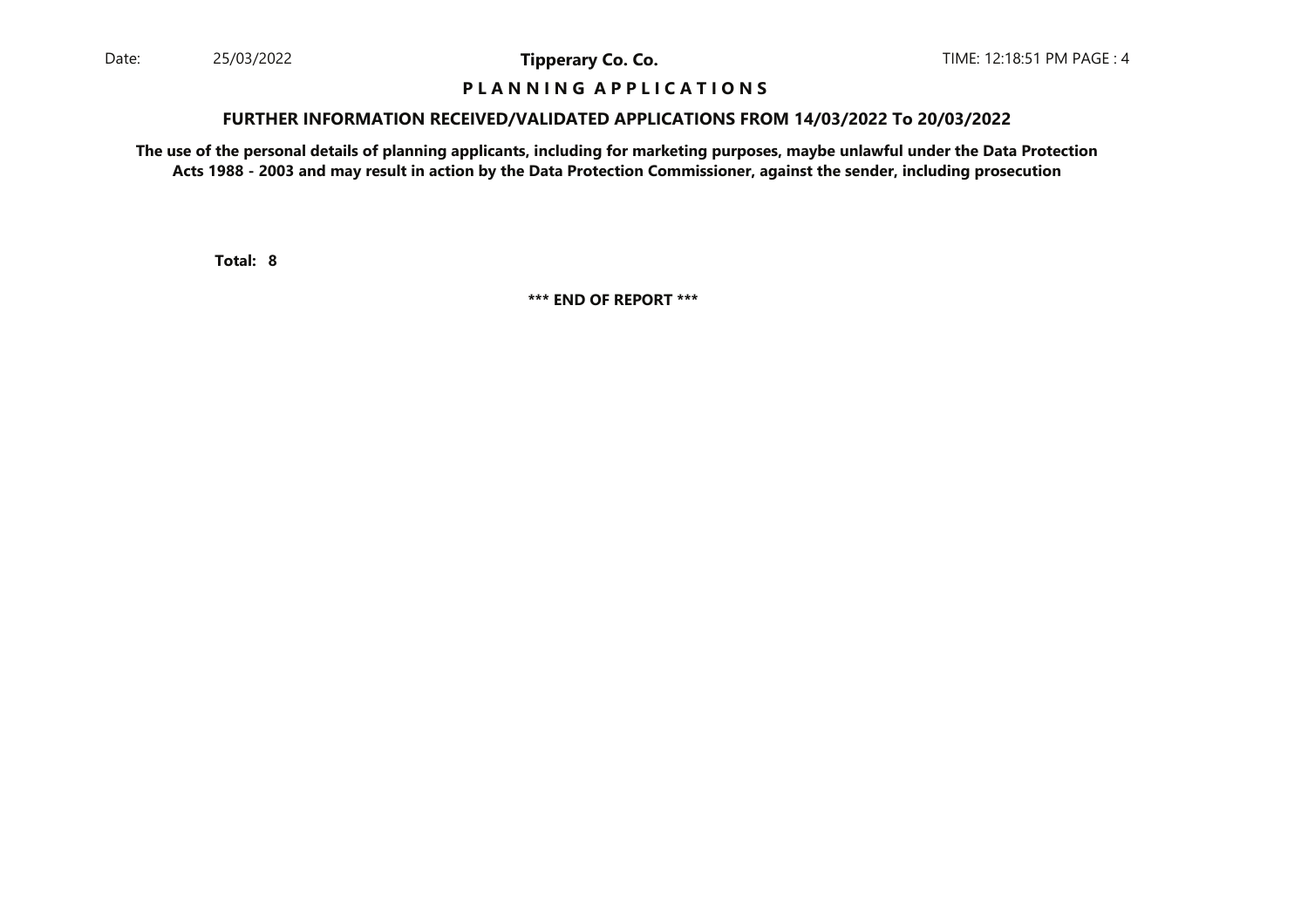# P L A N N I N G   A P P L I C A T I O N S

## FURTHER INFORMATION RECEIVED/VALIDATED APPLICATIONS FROM 14/03/2022 To 20/03/2022

**The use of the personal details of planning applicants, including for marketing purposes, maybe unlawful under the Data Protection Acts 1988 - 2003 and may result in action by the Data Protection Commissioner, against the sender, including prosecution**

**Total: 8**

**\*\*\* END OF REPORT \*\*\***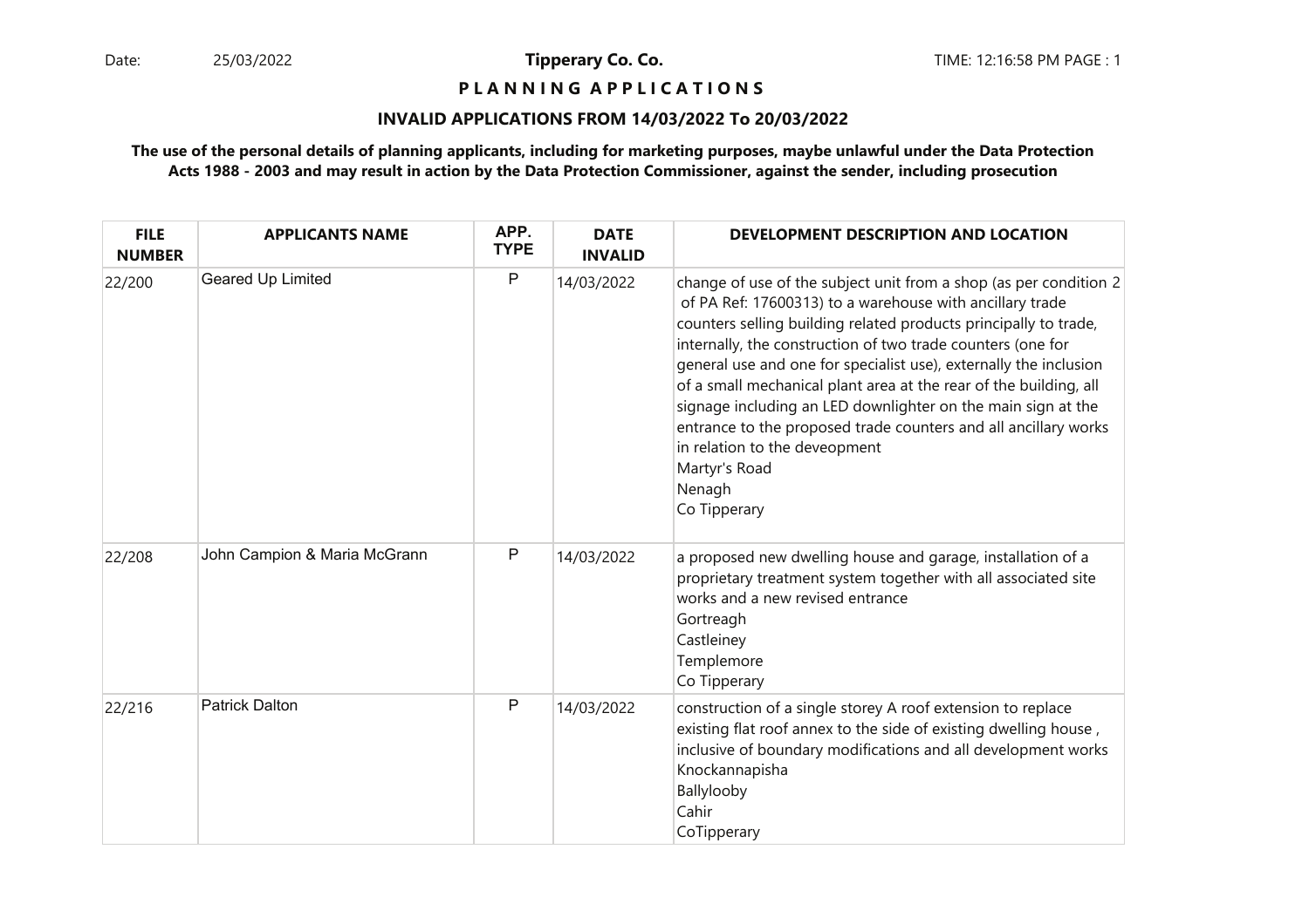Date: 25/03/2022

**Tipperary Co. Co.**

TIME: 12:16:58 PM PAGE : 1

## P L A N N I N G A P P L I C A T I O N S

### INVALID APPLICATIONS FROM 14/03/2022 To 20/03/2022

**The use of the personal details of planning applicants, including for marketing purposes, maybe unlawful under the Data Protection Acts 1988 - 2003 and may result in action by the Data Protection Commissioner, against the sender, including prosecution**

| FILE NUMBER | APPLICANTS NAME | APP. TYPE | DATE INVALID | DEVELOPMENT DESCRIPTION AND LOCATION |
|---|---|---|---|---|
| 22/200 | Geared Up Limited | P | 14/03/2022 | change of use of the subject unit from a shop (as per condition 2 of PA Ref: 17600313) to a warehouse with ancillary trade counters selling building related products principally to trade, internally, the construction of two trade counters (one for general use and one for specialist use), externally the inclusion of a small mechanical plant area at the rear of the building, all signage including an LED downlighter on the main sign at the entrance to the proposed trade counters and all ancillary works in relation to the deveopment<br>Martyr's Road<br>Nenagh<br>Co Tipperary |
| 22/208 | John Campion & Maria McGrann | P | 14/03/2022 | a proposed new dwelling house and garage, installation of a proprietary treatment system together with all associated site works and a new revised entrance<br>Gortreagh<br>Castleiney<br>Templemore<br>Co Tipperary |
| 22/216 | Patrick Dalton | P | 14/03/2022 | construction of a single storey A roof extension to replace existing flat roof annex to the side of existing dwelling house , inclusive of boundary modifications and all development works<br>Knockannapisha<br>Ballylooby<br>Cahir<br>CoTipperary |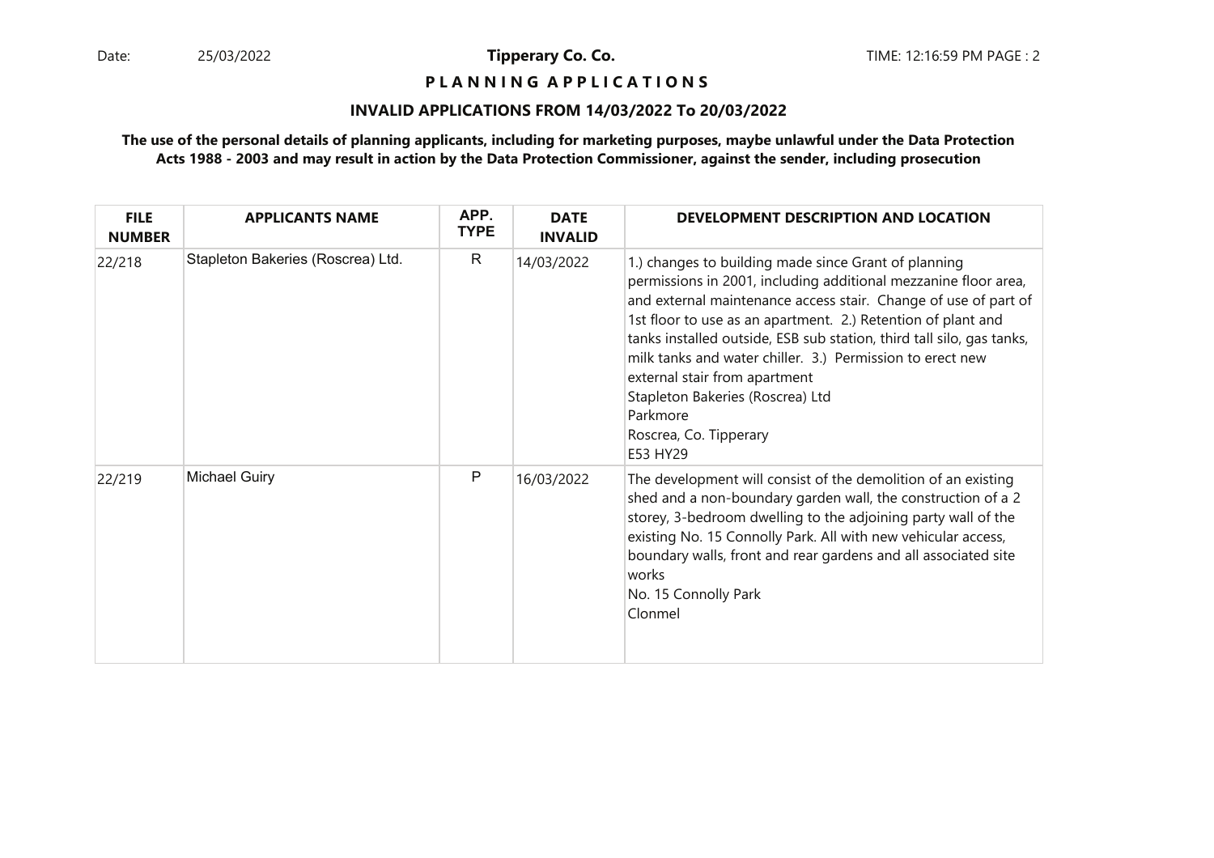**Tipperary Co. Co.**

**P L A N N I N G  A P P L I C A T I O N S**

**INVALID APPLICATIONS FROM 14/03/2022 To 20/03/2022**

**The use of the personal details of planning applicants, including for marketing purposes, maybe unlawful under the Data Protection Acts 1988 - 2003 and may result in action by the Data Protection Commissioner, against the sender, including prosecution**

| FILE NUMBER | APPLICANTS NAME | APP. TYPE | DATE INVALID | DEVELOPMENT DESCRIPTION AND LOCATION |
|---|---|---|---|---|
| 22/218 | Stapleton Bakeries (Roscrea) Ltd. | R | 14/03/2022 | 1.) changes to building made since Grant of planning permissions in 2001, including additional mezzanine floor area, and external maintenance access stair. Change of use of part of 1st floor to use as an apartment. 2.) Retention of plant and tanks installed outside, ESB sub station, third tall silo, gas tanks, milk tanks and water chiller. 3.) Permission to erect new external stair from apartment<br>Stapleton Bakeries (Roscrea) Ltd<br>Parkmore<br>Roscrea, Co. Tipperary<br>E53 HY29 |
| 22/219 | Michael Guiry | P | 16/03/2022 | The development will consist of the demolition of an existing shed and a non-boundary garden wall, the construction of a 2 storey, 3-bedroom dwelling to the adjoining party wall of the existing No. 15 Connolly Park. All with new vehicular access, boundary walls, front and rear gardens and all associated site works<br>No. 15 Connolly Park<br>Clonmel |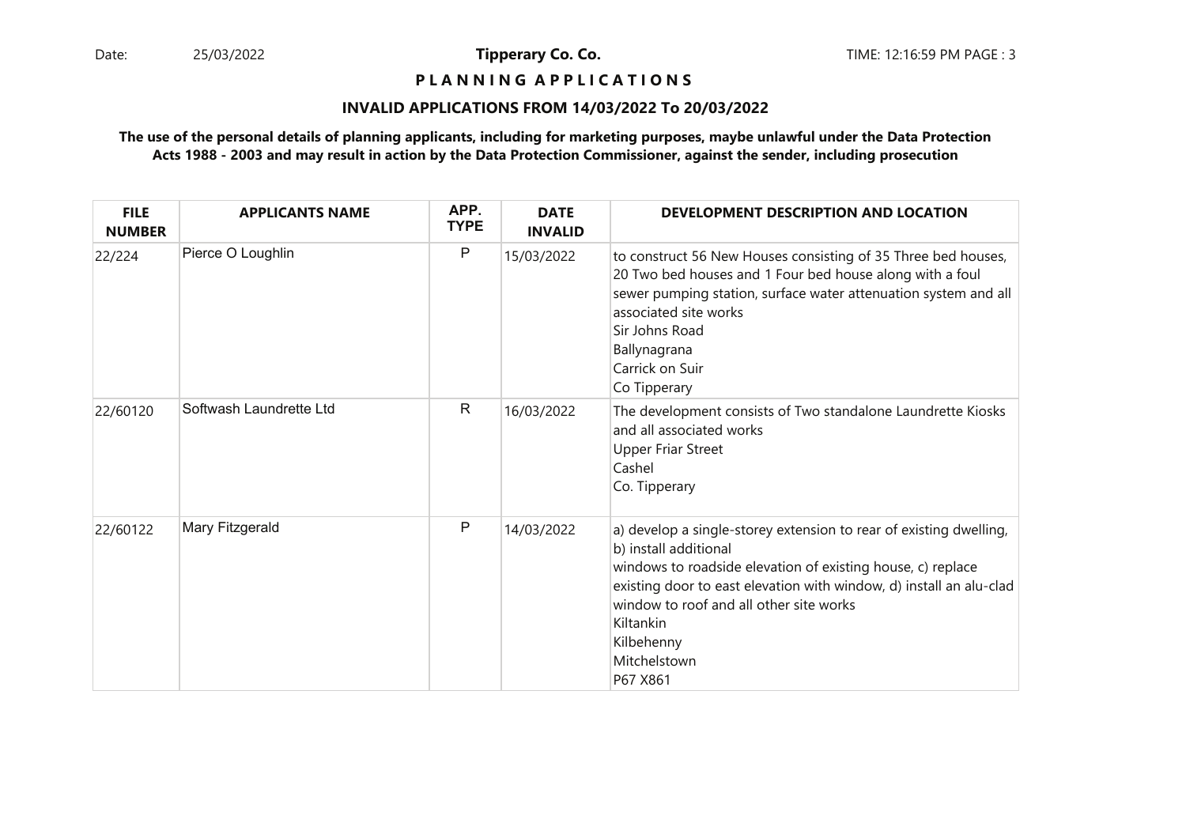**Tipperary Co. Co.**

**PLANNING APPLICATIONS**

**INVALID APPLICATIONS FROM 14/03/2022 To 20/03/2022**

**The use of the personal details of planning applicants, including for marketing purposes, maybe unlawful under the Data Protection Acts 1988 - 2003 and may result in action by the Data Protection Commissioner, against the sender, including prosecution**

| FILE NUMBER | APPLICANTS NAME | APP. TYPE | DATE INVALID | DEVELOPMENT DESCRIPTION AND LOCATION |
|---|---|---|---|---|
| 22/224 | Pierce O Loughlin | P | 15/03/2022 | to construct 56 New Houses consisting of 35 Three bed houses, 20 Two bed houses and 1 Four bed house along with a foul sewer pumping station, surface water attenuation system and all associated site works<br>Sir Johns Road<br>Ballynagrana<br>Carrick on Suir<br>Co Tipperary |
| 22/60120 | Softwash Laundrette Ltd | R | 16/03/2022 | The development consists of Two standalone Laundrette Kiosks and all associated works<br>Upper Friar Street<br>Cashel<br>Co. Tipperary |
| 22/60122 | Mary Fitzgerald | P | 14/03/2022 | a) develop a single-storey extension to rear of existing dwelling, b) install additional<br>windows to roadside elevation of existing house, c) replace existing door to east elevation with window, d) install an alu-clad window to roof and all other site works<br>Kiltankin<br>Kilbehenny<br>Mitchelstown<br>P67 X861 |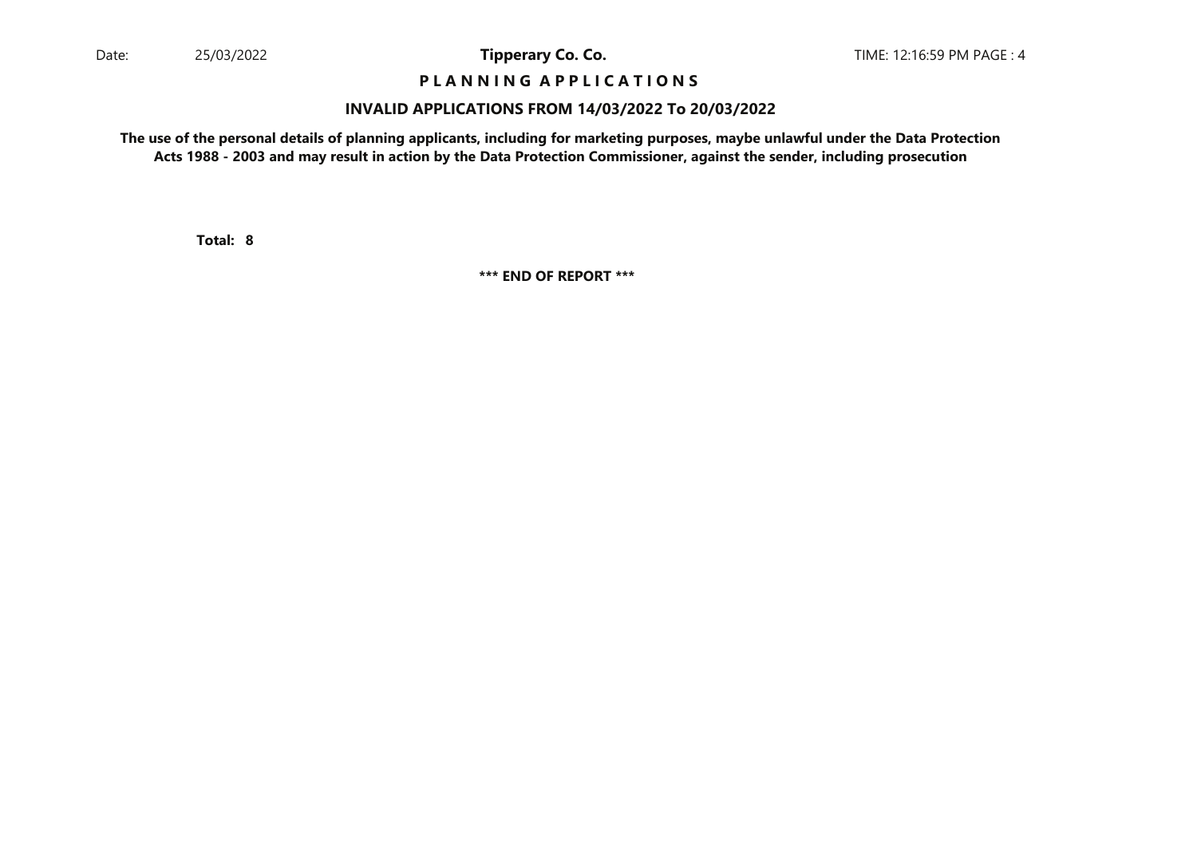**P L A N N I N G A P P L I C A T I O N S**

**INVALID APPLICATIONS FROM 14/03/2022 To 20/03/2022**

**The use of the personal details of planning applicants, including for marketing purposes, maybe unlawful under the Data Protection Acts 1988 - 2003 and may result in action by the Data Protection Commissioner, against the sender, including prosecution**

**Total: 8**

**\*\*\* END OF REPORT \*\*\***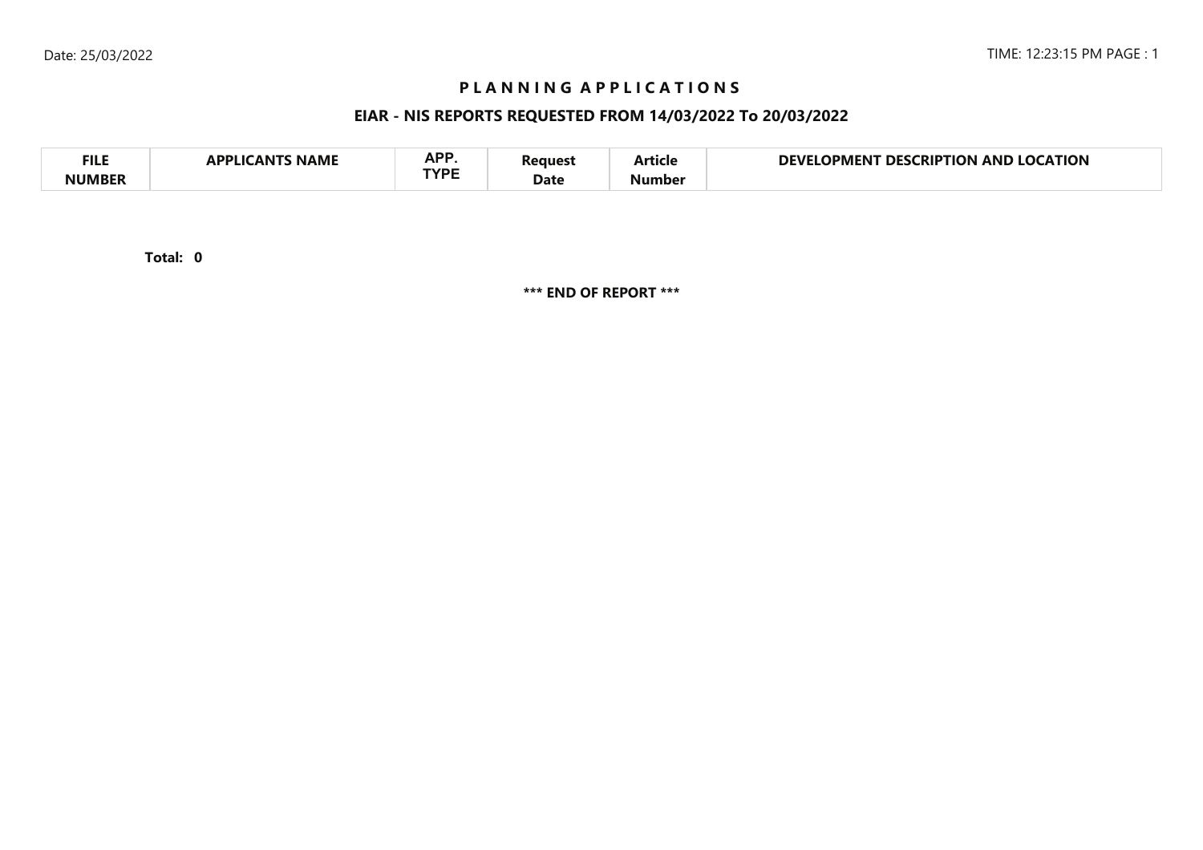# P L A N N I N G A P P L I C A T I O N S

## EIAR - NIS REPORTS REQUESTED FROM 14/03/2022 To 20/03/2022

| FILE NUMBER | APPLICANTS NAME | APP. TYPE | Request Date | Article Number | DEVELOPMENT DESCRIPTION AND LOCATION |
|---|---|---|---|---|---|

**Total: 0**

**\*\*\* END OF REPORT \*\*\***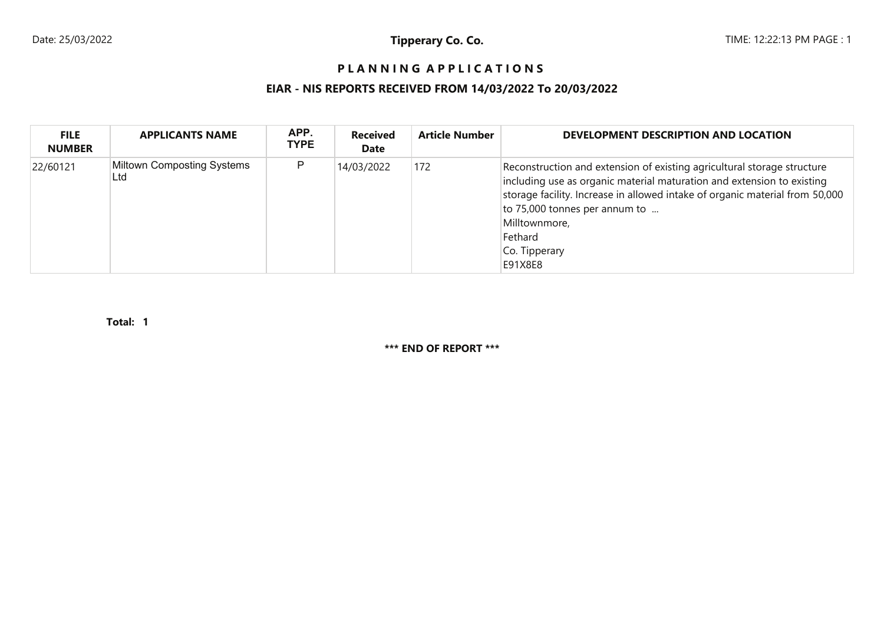Date: 25/03/2022

**Tipperary Co. Co.**

TIME: 12:22:13 PM PAGE : 1

## P L A N N I N G A P P L I C A T I O N S

## EIAR - NIS REPORTS RECEIVED FROM 14/03/2022 To 20/03/2022

| FILE NUMBER | APPLICANTS NAME | APP. TYPE | Received Date | Article Number | DEVELOPMENT DESCRIPTION AND LOCATION |
|---|---|---|---|---|---|
| 22/60121 | Miltown Composting Systems Ltd | P | 14/03/2022 | 172 | Reconstruction and extension of existing agricultural storage structure including use as organic material maturation and extension to existing storage facility. Increase in allowed intake of organic material from 50,000 to 75,000 tonnes per annum to ...<br>Milltownmore,<br>Fethard<br>Co. Tipperary<br>E91X8E8 |

**Total: 1**

**\*\*\* END OF REPORT \*\*\***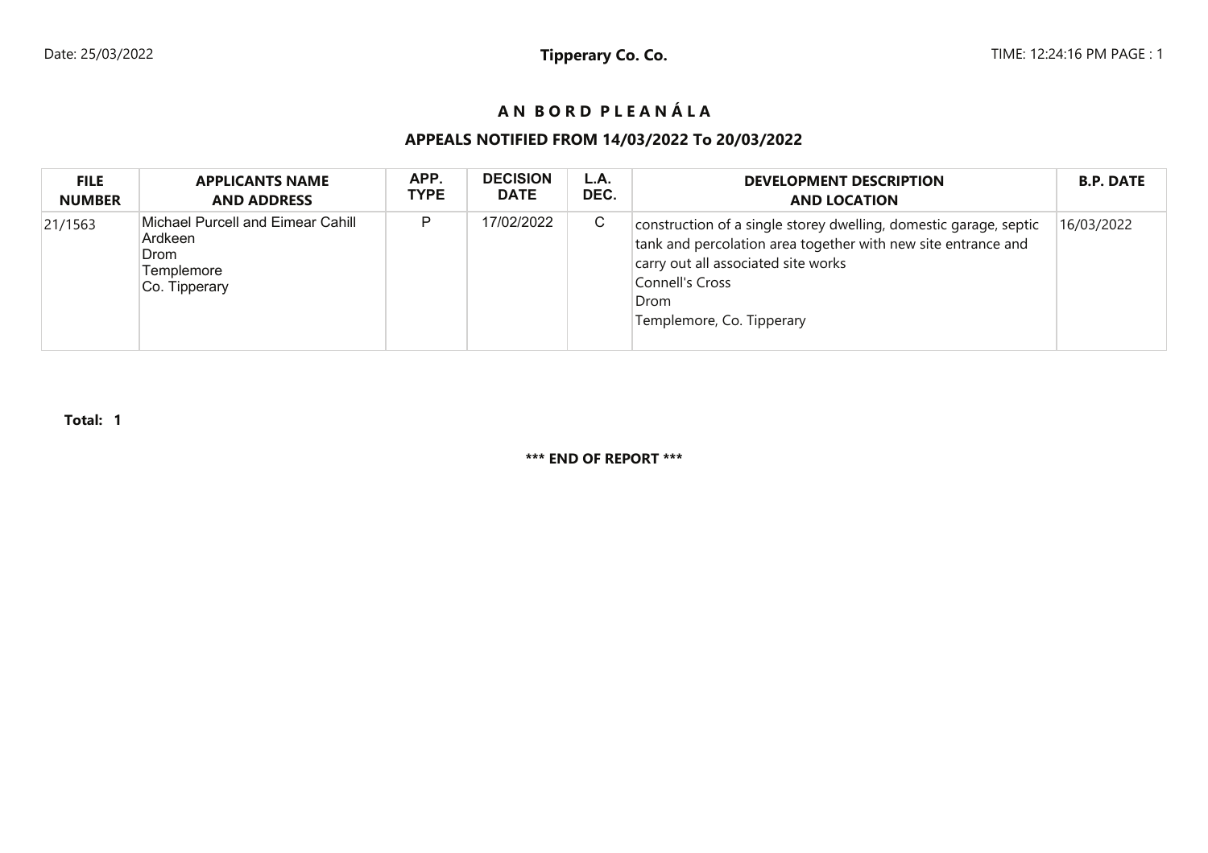# A N B O R D P L E A N Á L A

## APPEALS NOTIFIED FROM 14/03/2022 To 20/03/2022

| FILE NUMBER | APPLICANTS NAME AND ADDRESS | APP. TYPE | DECISION DATE | L.A. DEC. | DEVELOPMENT DESCRIPTION AND LOCATION | B.P. DATE |
|---|---|---|---|---|---|---|
| 21/1563 | Michael Purcell and Eimear Cahill<br>Ardkeen<br>Drom<br>Templemore<br>Co. Tipperary | P | 17/02/2022 | C | construction of a single storey dwelling, domestic garage, septic tank and percolation area together with new site entrance and carry out all associated site works<br>Connell's Cross<br>Drom<br>Templemore, Co. Tipperary | 16/03/2022 |

**Total: 1**

**\*\*\* END OF REPORT \*\*\***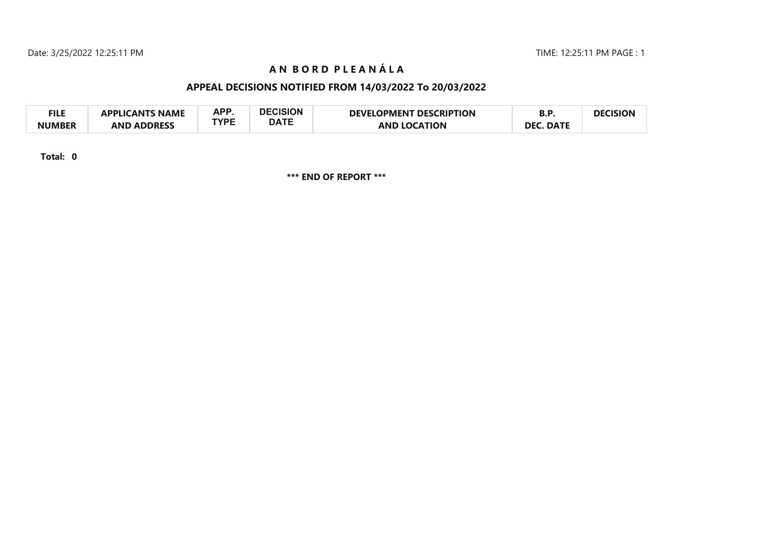# A N B O R D P L E A N Á L A

## APPEAL DECISIONS NOTIFIED FROM 14/03/2022 To 20/03/2022

| FILE NUMBER | APPLICANTS NAME AND ADDRESS | APP. TYPE | DECISION DATE | DEVELOPMENT DESCRIPTION AND LOCATION | B.P. DEC. DATE | DECISION |
|---|---|---|---|---|---|---|

**Total: 0**

**\*\*\* END OF REPORT \*\*\***